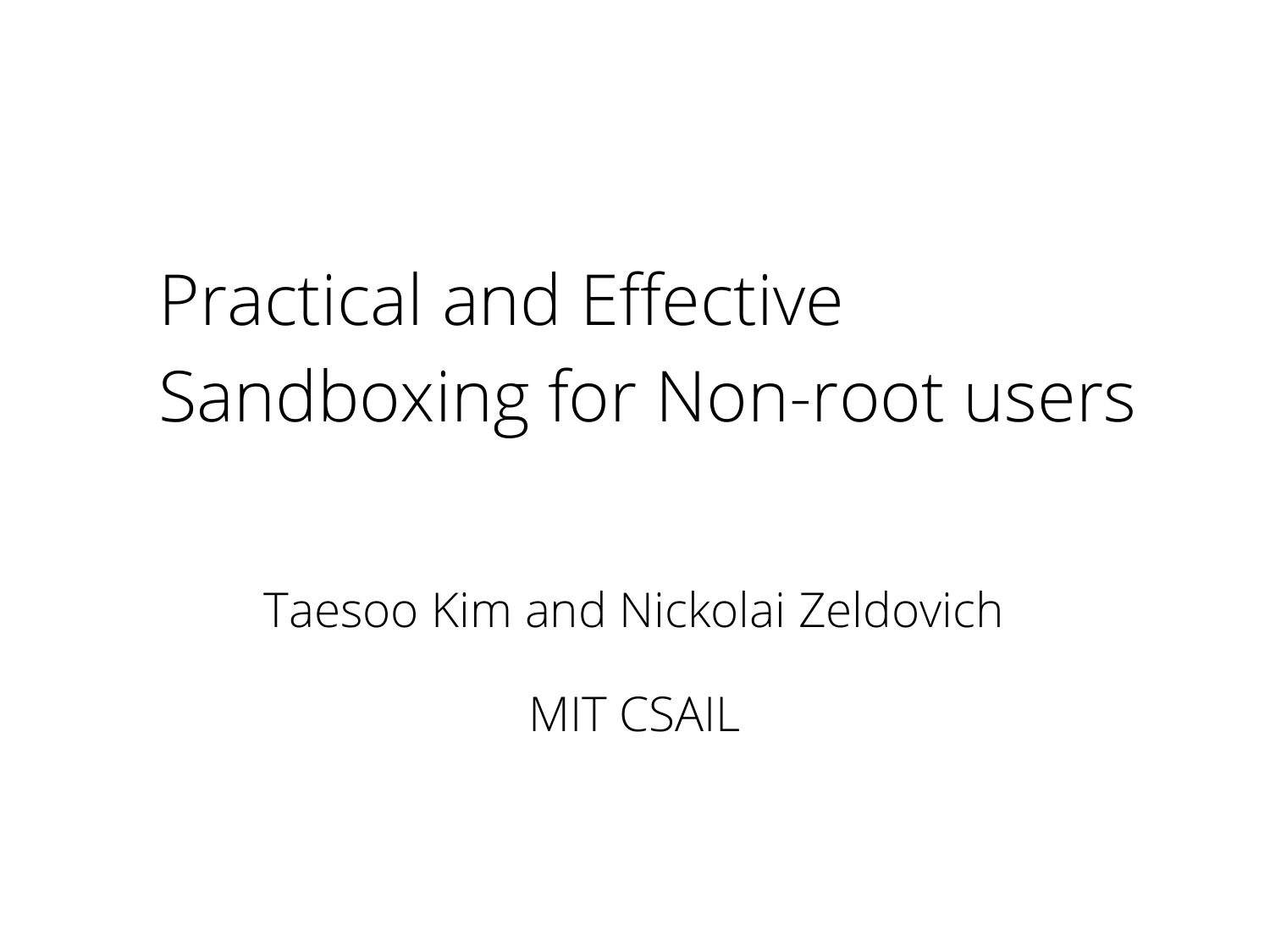# Practical and Effective Sandboxing for Non-root users

Taesoo Kim and Nickolai Zeldovich

MIT CSAIL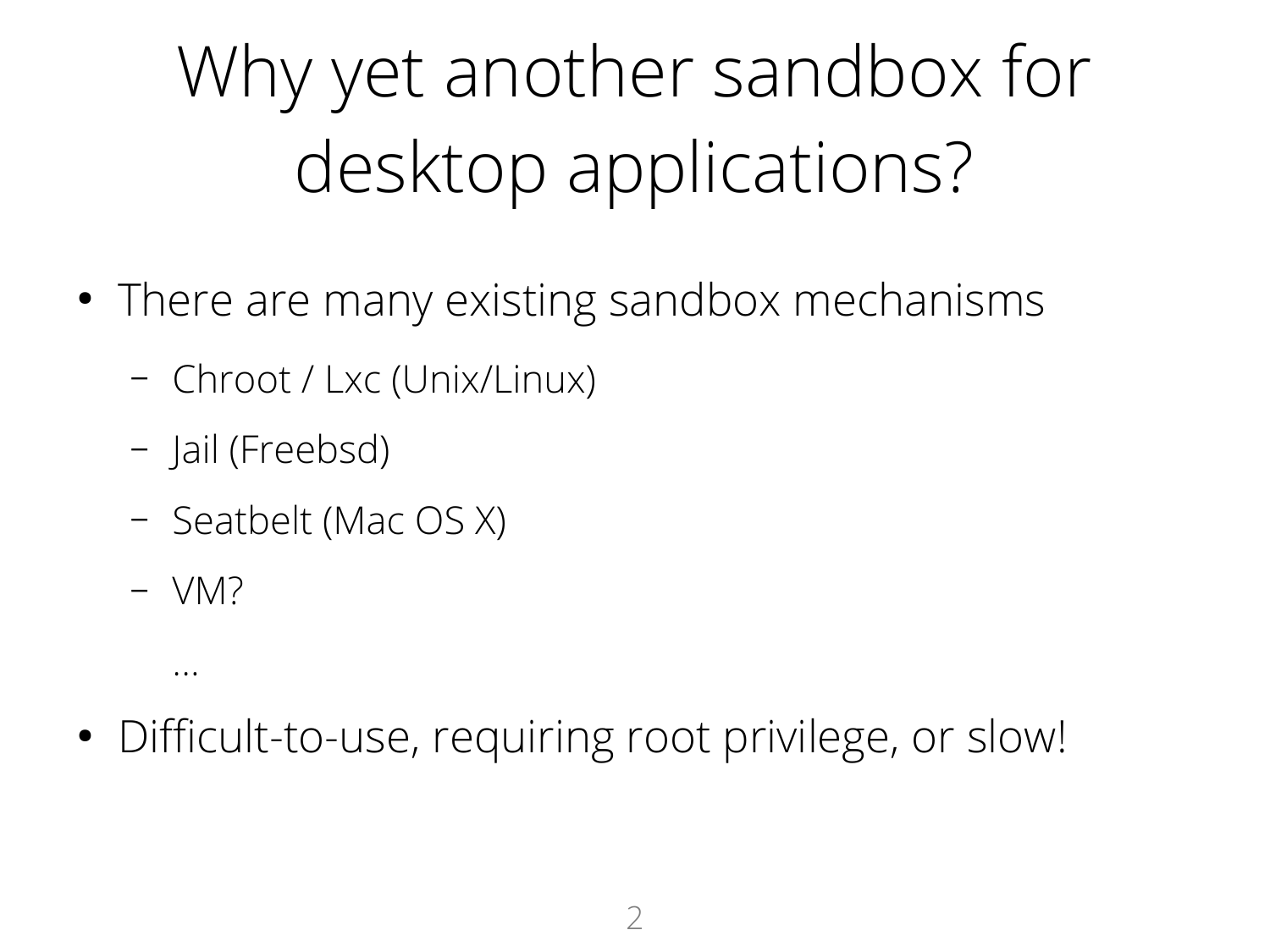# Why yet another sandbox for desktop applications?

- There are many existing sandbox mechanisms
  - Chroot / Lxc (Unix/Linux)
  - Jail (Freebsd)
  - Seatbelt (Mac OS X)
  - VM?

  ...
- Difficult-to-use, requiring root privilege, or slow!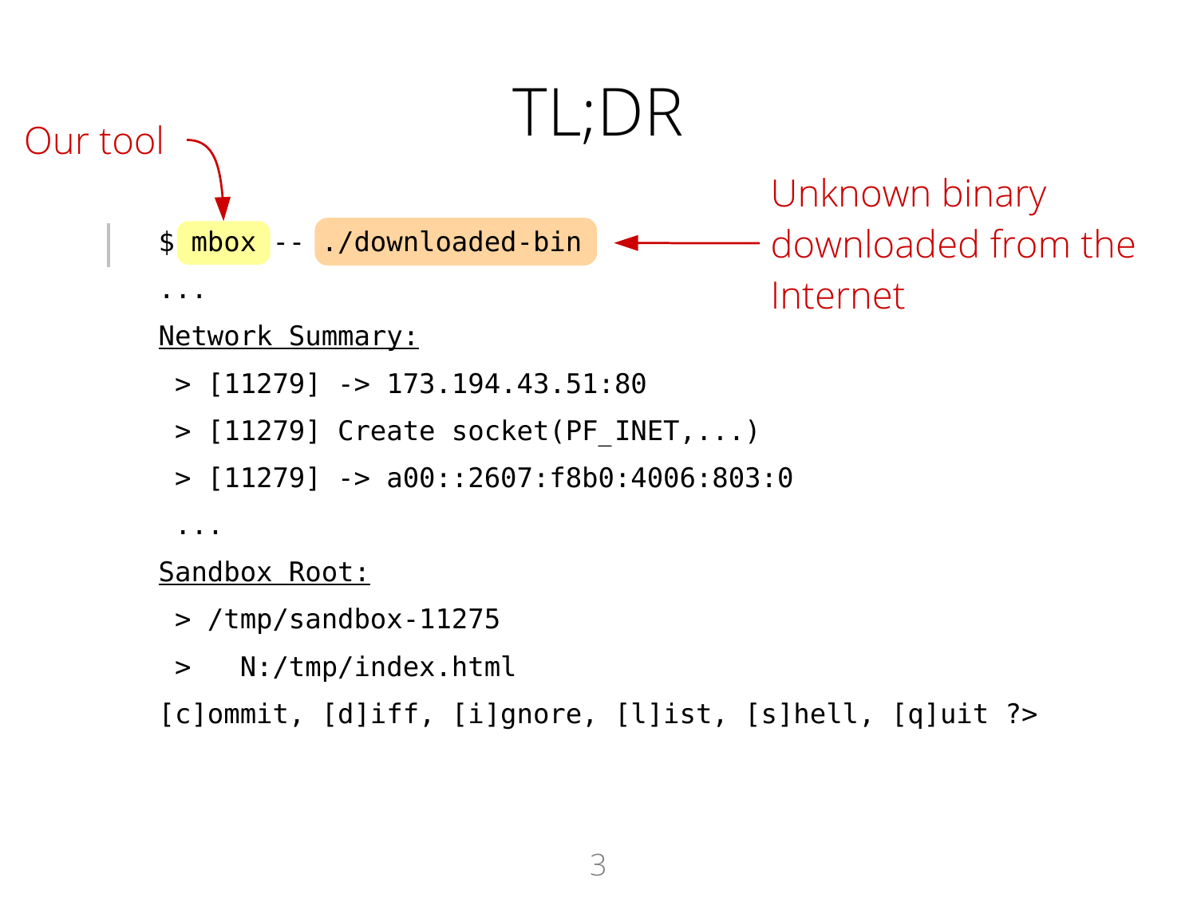# TL;DR

Our tool → `mbox`

Unknown binary downloaded from the Internet → `./downloaded-bin`

```
$ mbox -- ./downloaded-bin
...
Network Summary:
 > [11279] -> 173.194.43.51:80
 > [11279] Create socket(PF_INET,...)
 > [11279] -> a00::2607:f8b0:4006:803:0
 ...
Sandbox Root:
 > /tmp/sandbox-11275
 >   N:/tmp/index.html
[c]ommit, [d]iff, [i]gnore, [l]ist, [s]hell, [q]uit ?>
```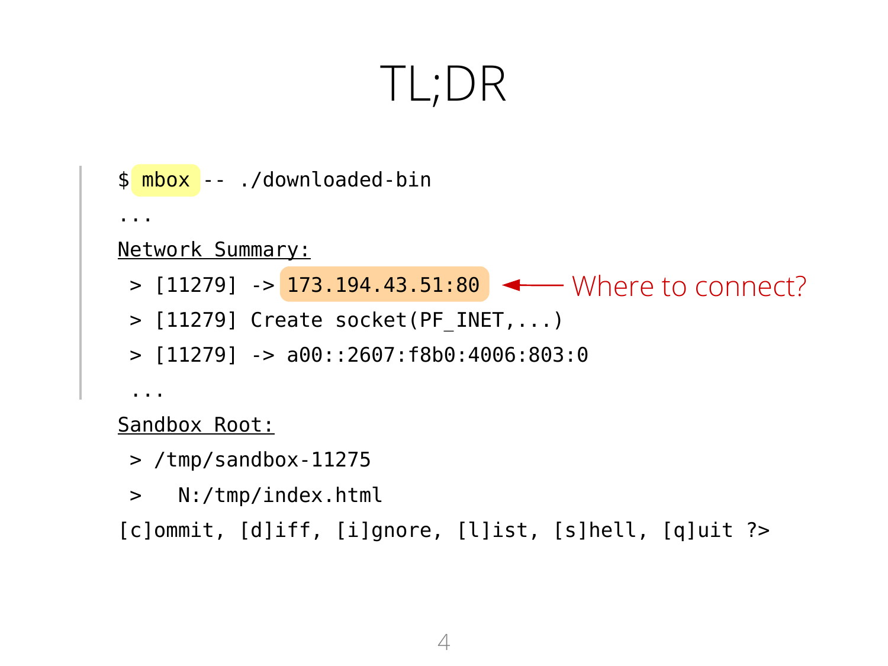# TL;DR

```
$ mbox -- ./downloaded-bin
...
Network Summary:
 > [11279] -> 173.194.43.51:80
 > [11279] Create socket(PF_INET,...)
 > [11279] -> a00::2607:f8b0:4006:803:0
 ...
Sandbox Root:
 > /tmp/sandbox-11275
 >   N:/tmp/index.html
[c]ommit, [d]iff, [i]gnore, [l]ist, [s]hell, [q]uit ?>
```

Where to connect?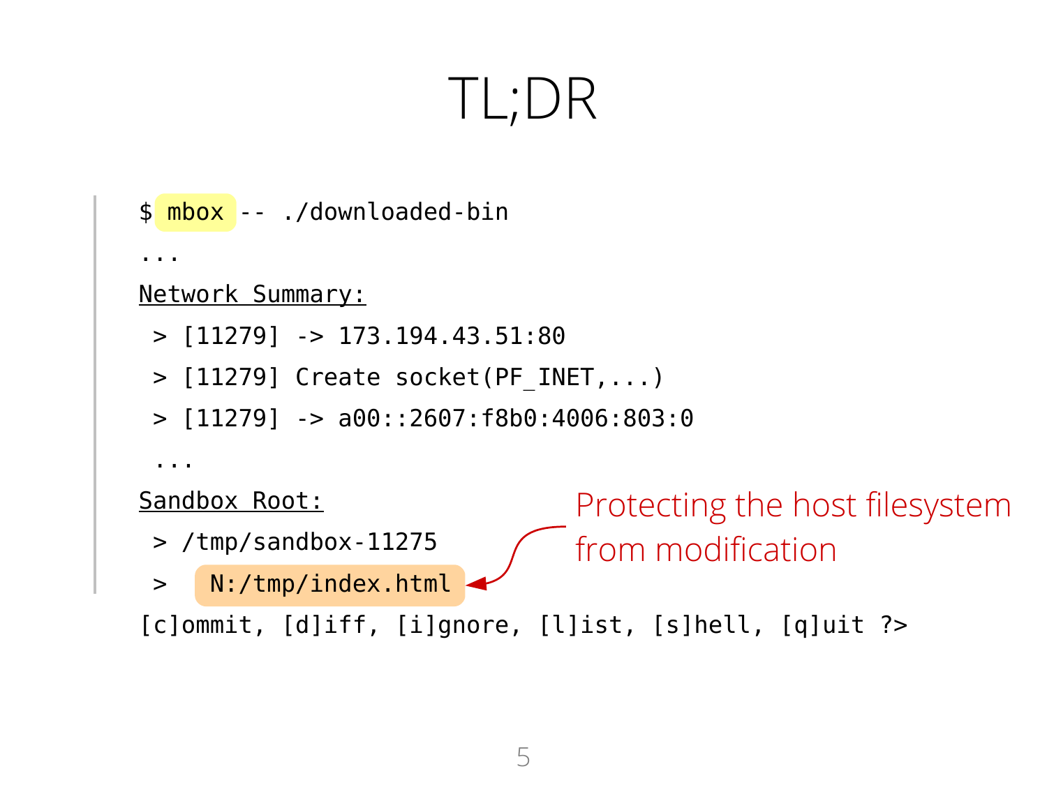# TL;DR

```
$ mbox -- ./downloaded-bin
...
Network Summary:
 > [11279] -> 173.194.43.51:80
 > [11279] Create socket(PF_INET,...)
 > [11279] -> a00::2607:f8b0:4006:803:0
 ...
Sandbox Root:
 > /tmp/sandbox-11275
 >  N:/tmp/index.html
[c]ommit, [d]iff, [i]gnore, [l]ist, [s]hell, [q]uit ?>
```

Protecting the host filesystem from modification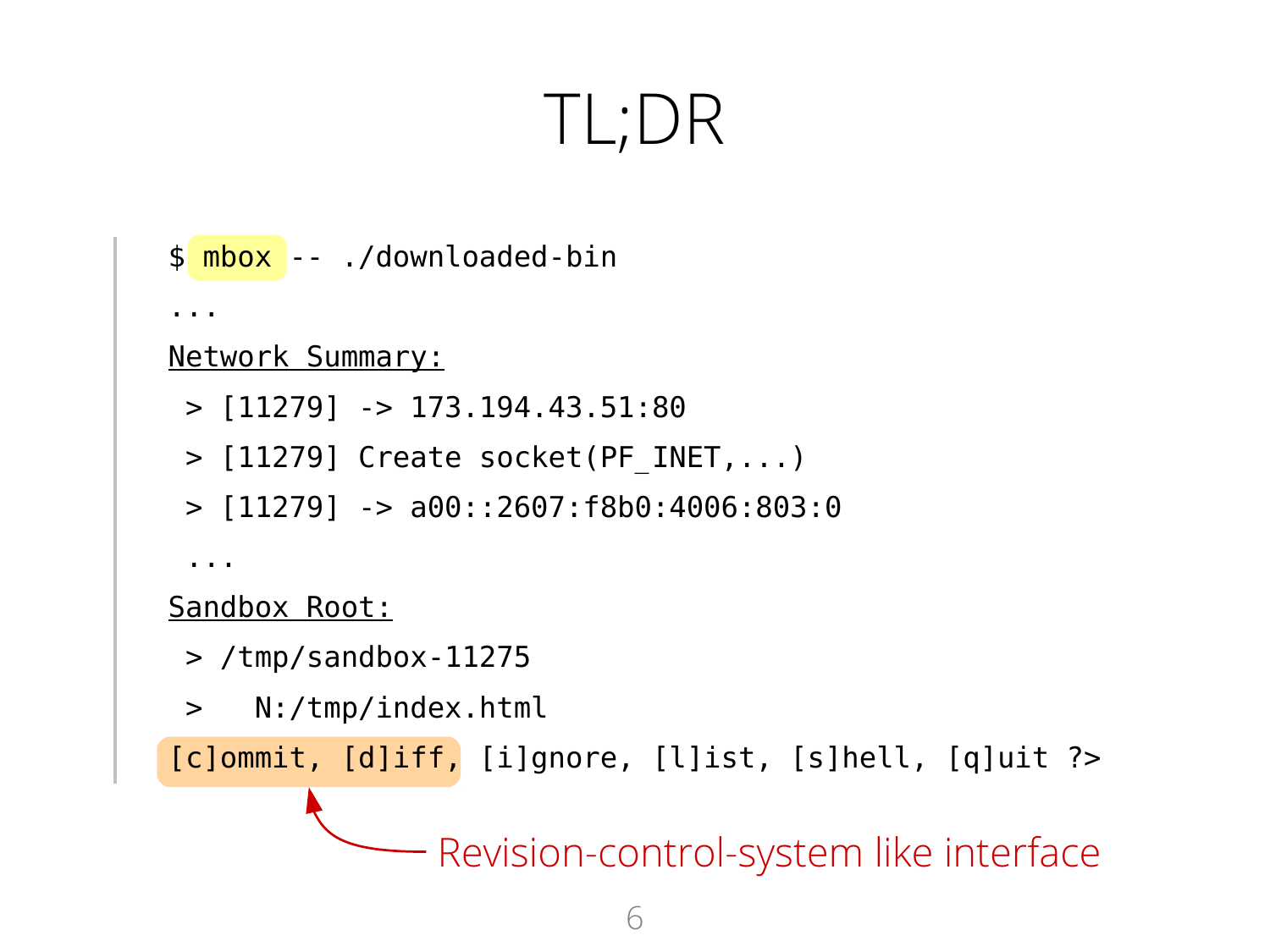# TL;DR

```
$ mbox -- ./downloaded-bin
...
Network Summary:
 > [11279] -> 173.194.43.51:80
 > [11279] Create socket(PF_INET,...)
 > [11279] -> a00::2607:f8b0:4006:803:0
 ...
Sandbox Root:
 > /tmp/sandbox-11275
 >   N:/tmp/index.html
[c]ommit, [d]iff, [i]gnore, [l]ist, [s]hell, [q]uit ?>
```

Revision-control-system like interface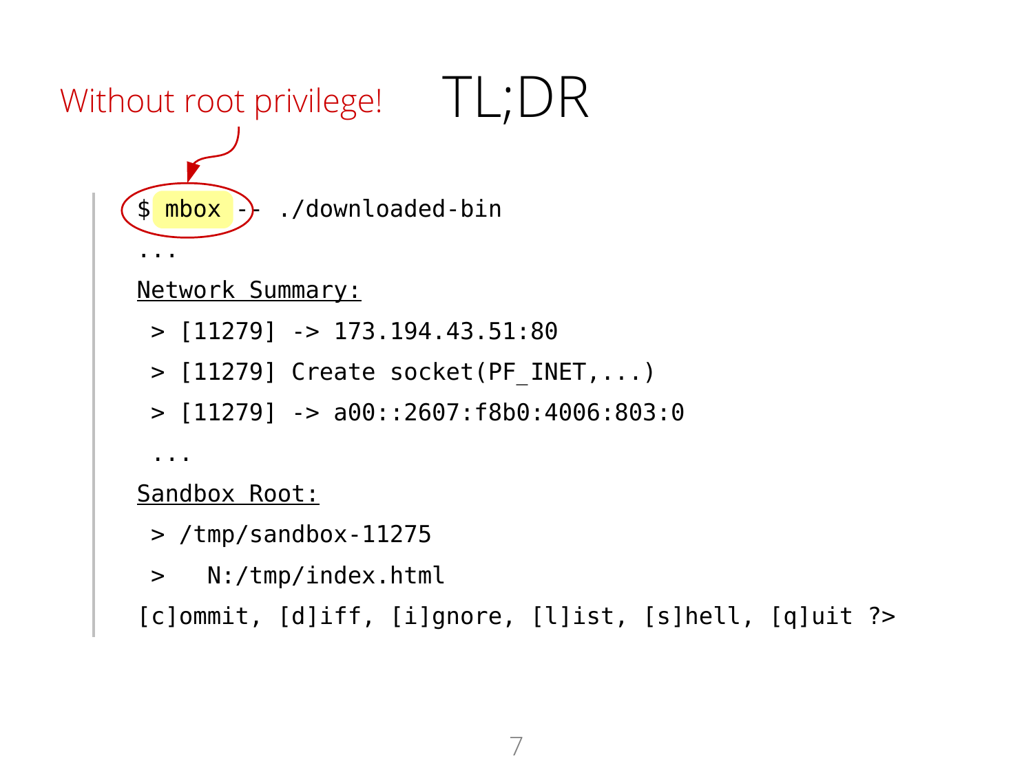# TL;DR

Without root privilege!

```
$ mbox -- ./downloaded-bin
...
Network Summary:
 > [11279] -> 173.194.43.51:80
 > [11279] Create socket(PF_INET,...)
 > [11279] -> a00::2607:f8b0:4006:803:0
 ...
Sandbox Root:
 > /tmp/sandbox-11275
 >   N:/tmp/index.html
[c]ommit, [d]iff, [i]gnore, [l]ist, [s]hell, [q]uit ?>
```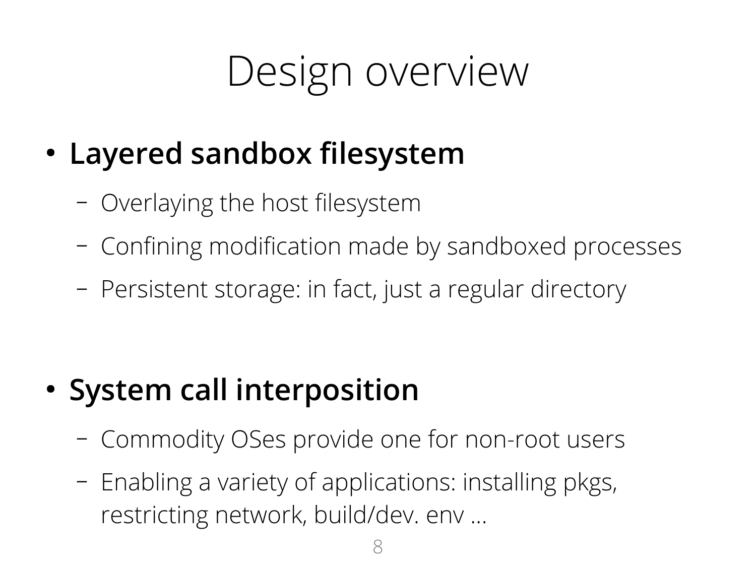# Design overview

- **Layered sandbox filesystem**
  - Overlaying the host filesystem
  - Confining modification made by sandboxed processes
  - Persistent storage: in fact, just a regular directory

- **System call interposition**
  - Commodity OSes provide one for non-root users
  - Enabling a variety of applications: installing pkgs, restricting network, build/dev. env ...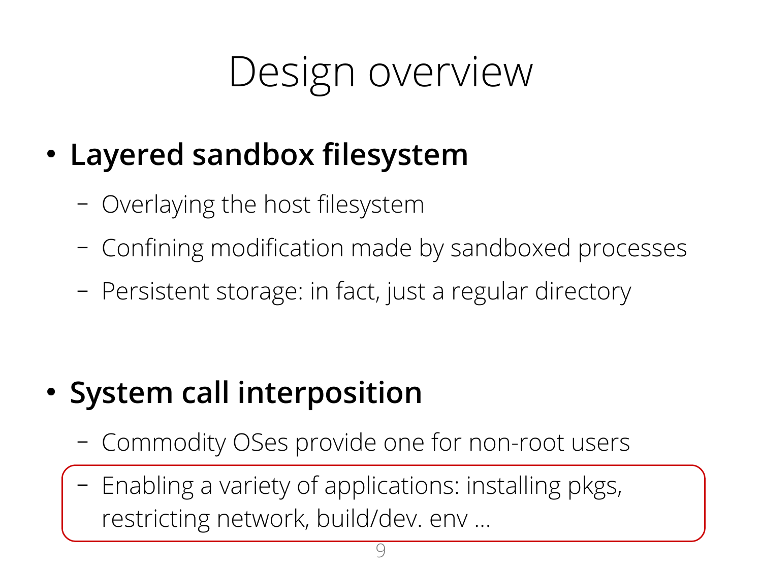# Design overview

- **Layered sandbox filesystem**
  - Overlaying the host filesystem
  - Confining modification made by sandboxed processes
  - Persistent storage: in fact, just a regular directory

- **System call interposition**
  - Commodity OSes provide one for non-root users
  - Enabling a variety of applications: installing pkgs, restricting network, build/dev. env …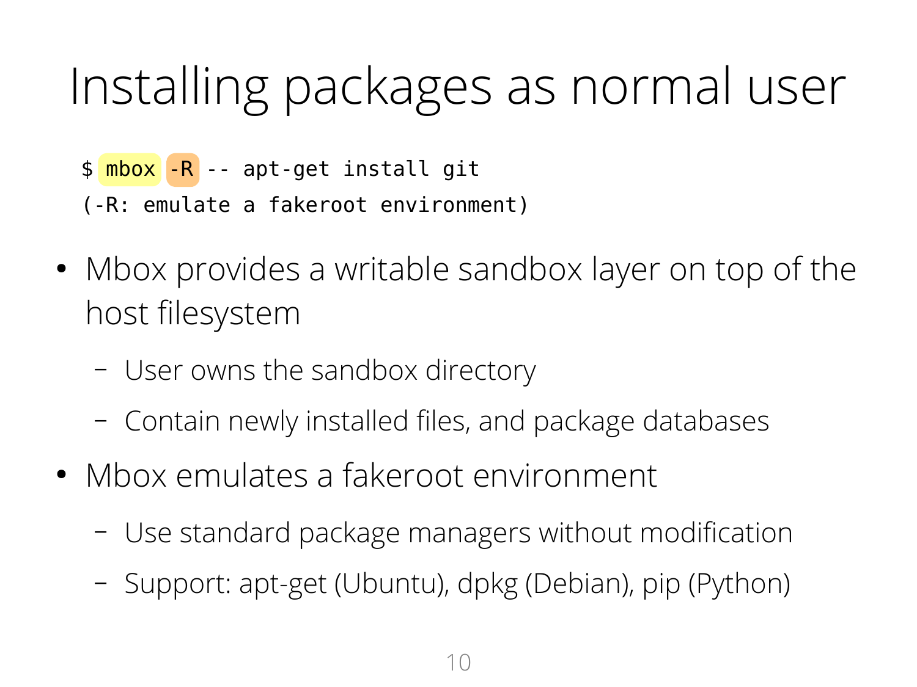# Installing packages as normal user

```
$ mbox -R -- apt-get install git
(-R: emulate a fakeroot environment)
```

- Mbox provides a writable sandbox layer on top of the host filesystem
  - User owns the sandbox directory
  - Contain newly installed files, and package databases
- Mbox emulates a fakeroot environment
  - Use standard package managers without modification
  - Support: apt-get (Ubuntu), dpkg (Debian), pip (Python)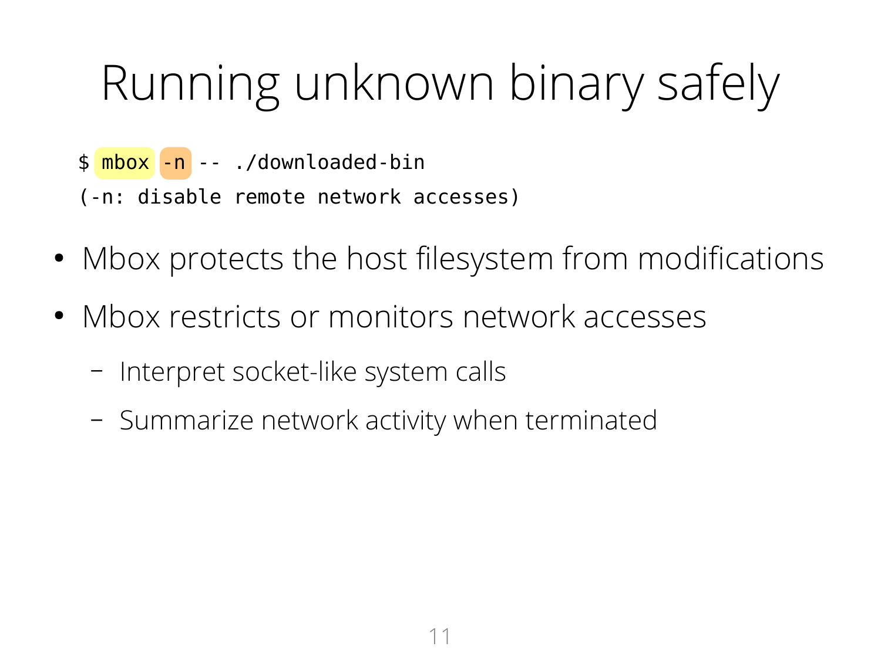# Running unknown binary safely

```
$ mbox -n -- ./downloaded-bin
(-n: disable remote network accesses)
```

- Mbox protects the host filesystem from modifications
- Mbox restricts or monitors network accesses
  - Interpret socket-like system calls
  - Summarize network activity when terminated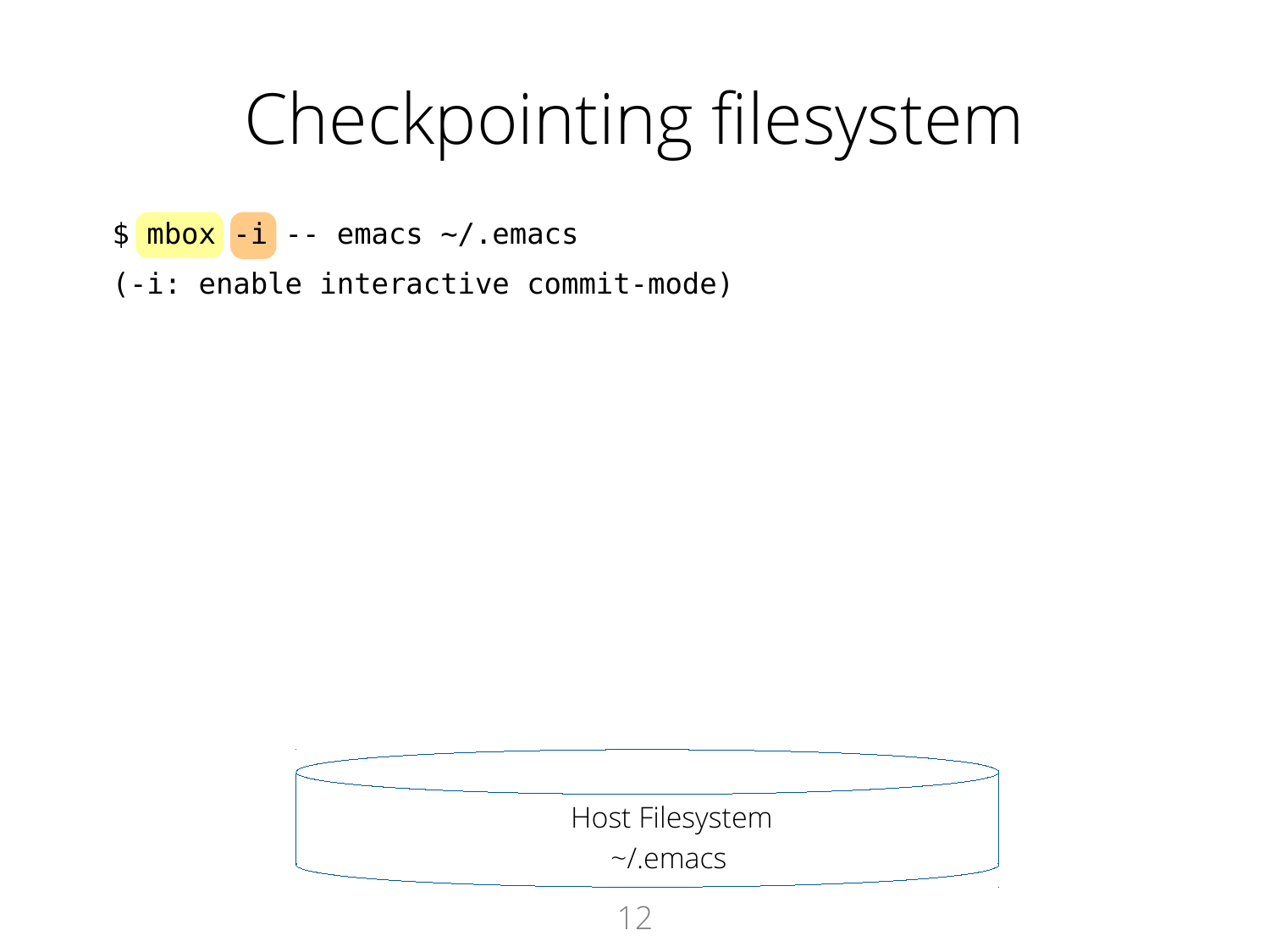# Checkpointing filesystem

```
$ mbox -i -- emacs ~/.emacs
(-i: enable interactive commit-mode)
```

Host Filesystem
~/.emacs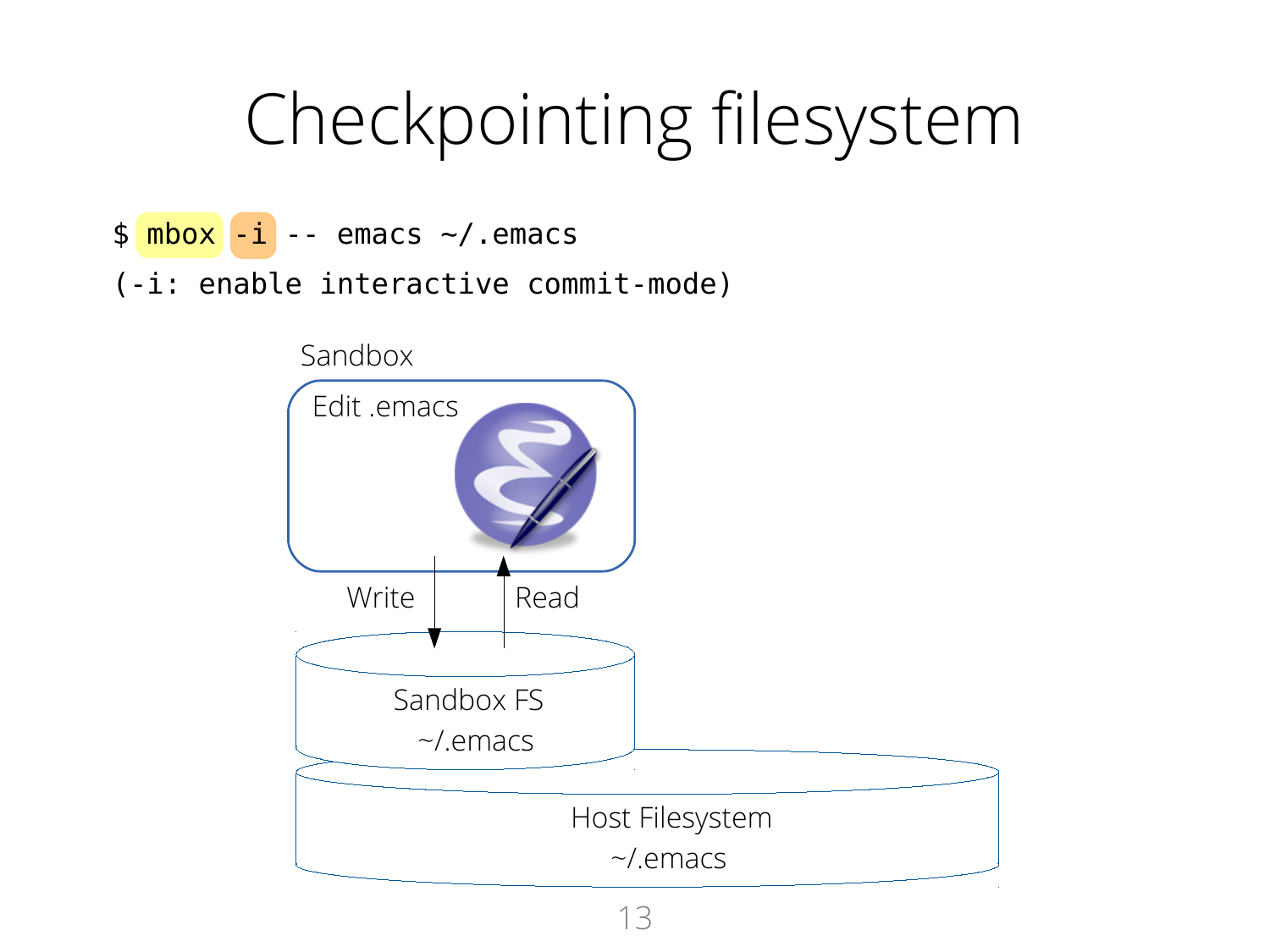# Checkpointing filesystem

```
$ mbox -i -- emacs ~/.emacs
(-i: enable interactive commit-mode)
```

Sandbox

Edit .emacs

Write

Read

Sandbox FS
~/.emacs

Host Filesystem
~/.emacs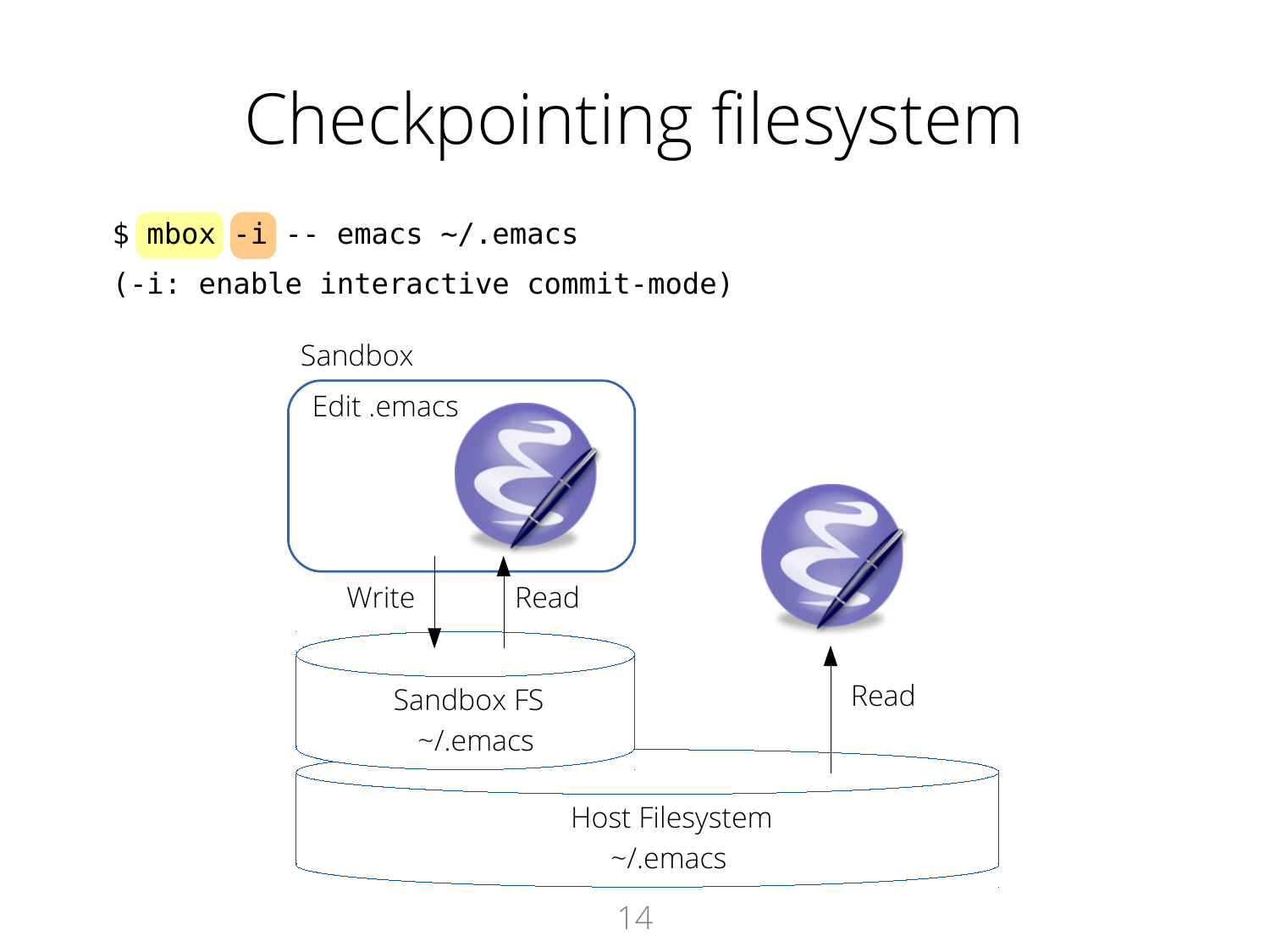# Checkpointing filesystem

```
$ mbox -i -- emacs ~/.emacs
(-i: enable interactive commit-mode)
```

Sandbox

Edit .emacs

Write

Read

Sandbox FS ~/.emacs

Read

Host Filesystem ~/.emacs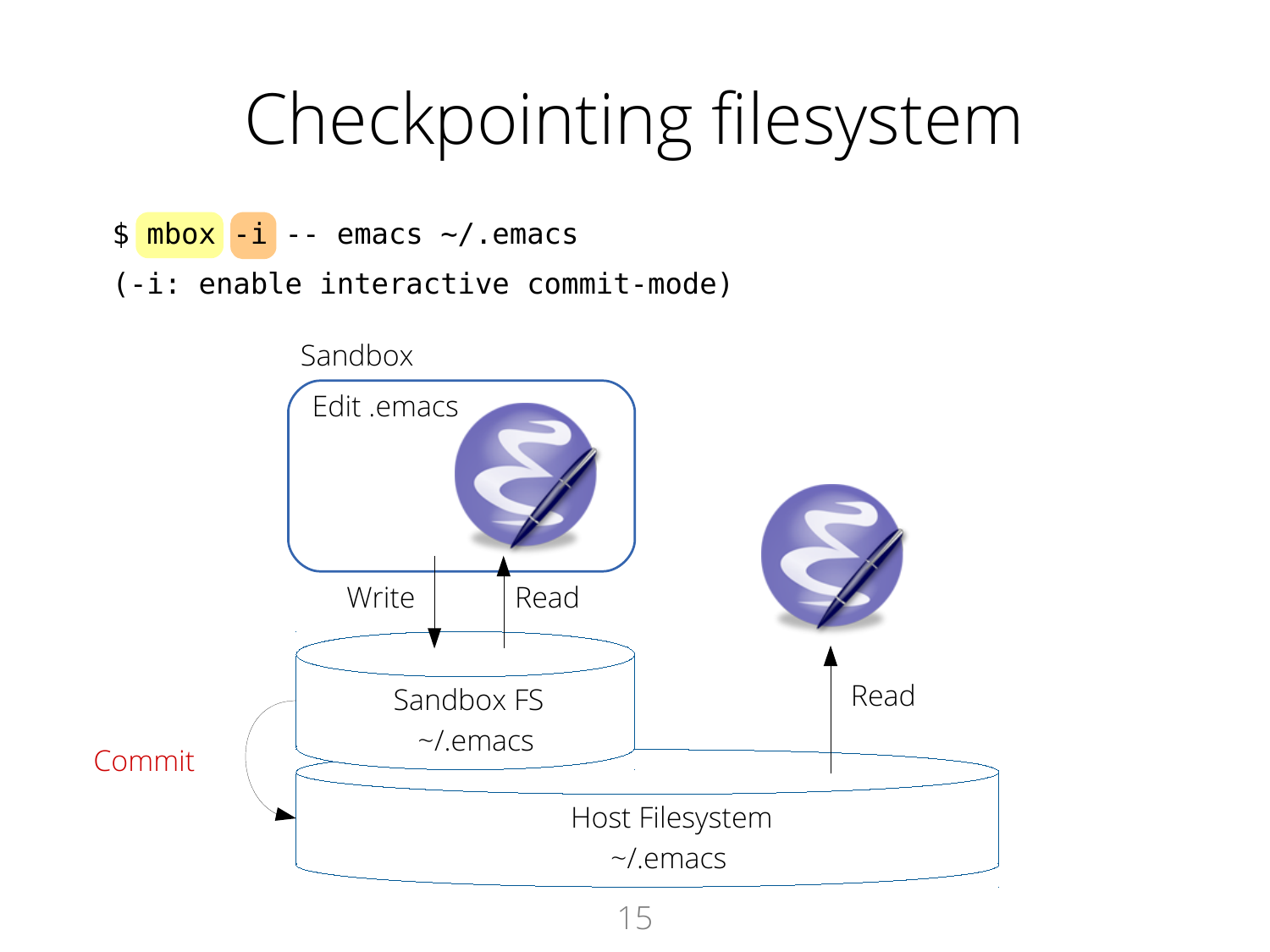# Checkpointing filesystem

```
$ mbox -i -- emacs ~/.emacs
(-i: enable interactive commit-mode)
```

Sandbox

Edit .emacs

Write

Read

Sandbox FS

~/.emacs

Commit

Read

Host Filesystem

~/.emacs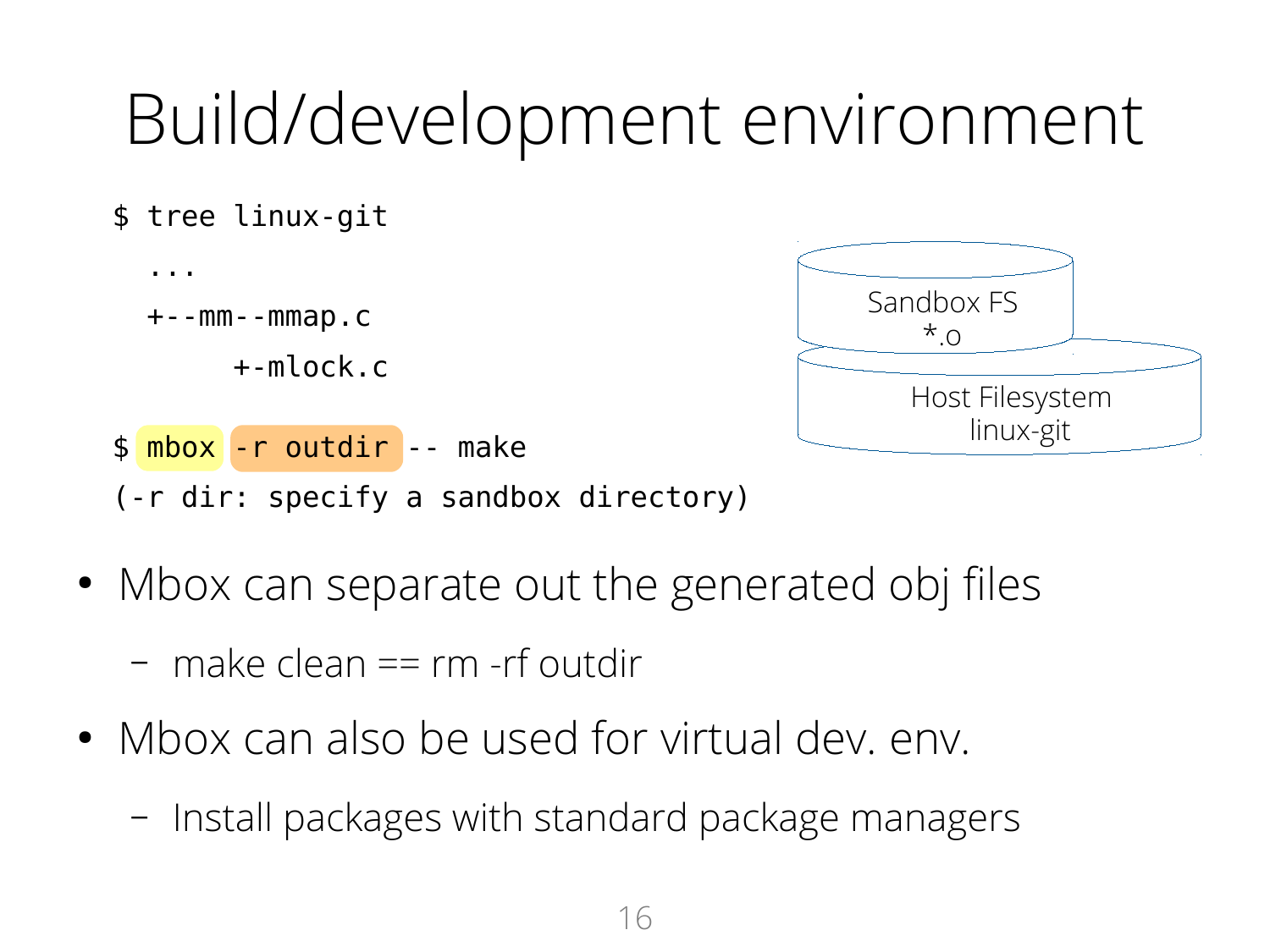# Build/development environment

```
$ tree linux-git
  ...
  +--mm--mmap.c
       +-mlock.c

$ mbox -r outdir -- make
(-r dir: specify a sandbox directory)
```

Sandbox FS
*.o

Host Filesystem
linux-git

- Mbox can separate out the generated obj files
  - make clean == rm -rf outdir
- Mbox can also be used for virtual dev. env.
  - Install packages with standard package managers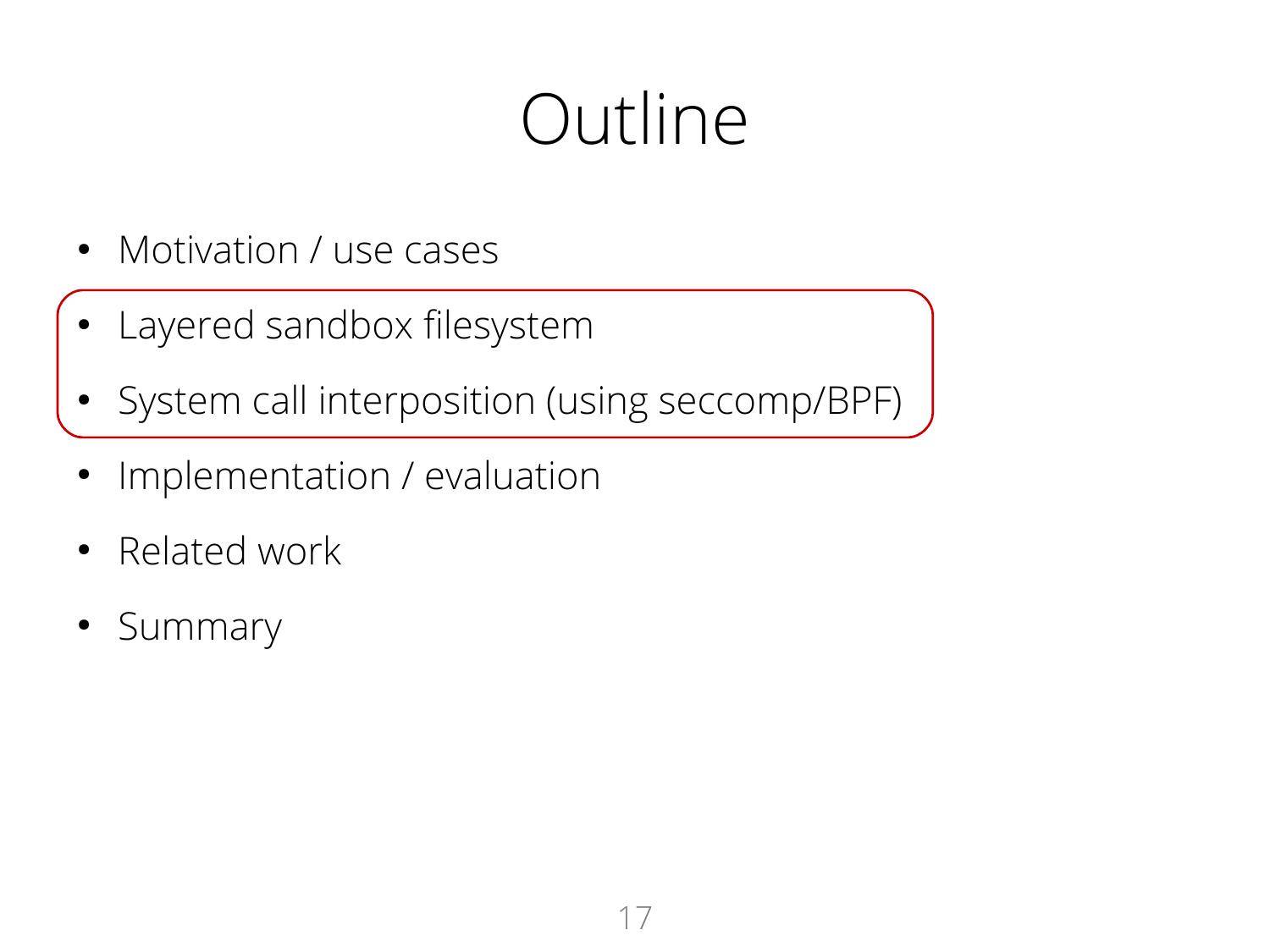# Outline

- Motivation / use cases
- Layered sandbox filesystem
- System call interposition (using seccomp/BPF)
- Implementation / evaluation
- Related work
- Summary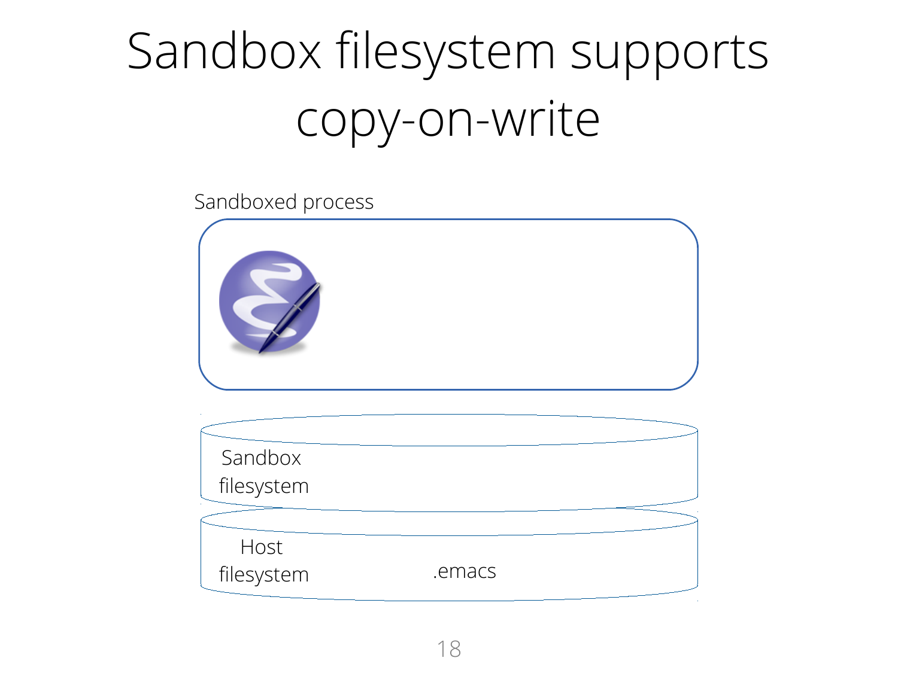# Sandbox filesystem supports copy-on-write

Sandboxed process

Sandbox filesystem

Host filesystem

.emacs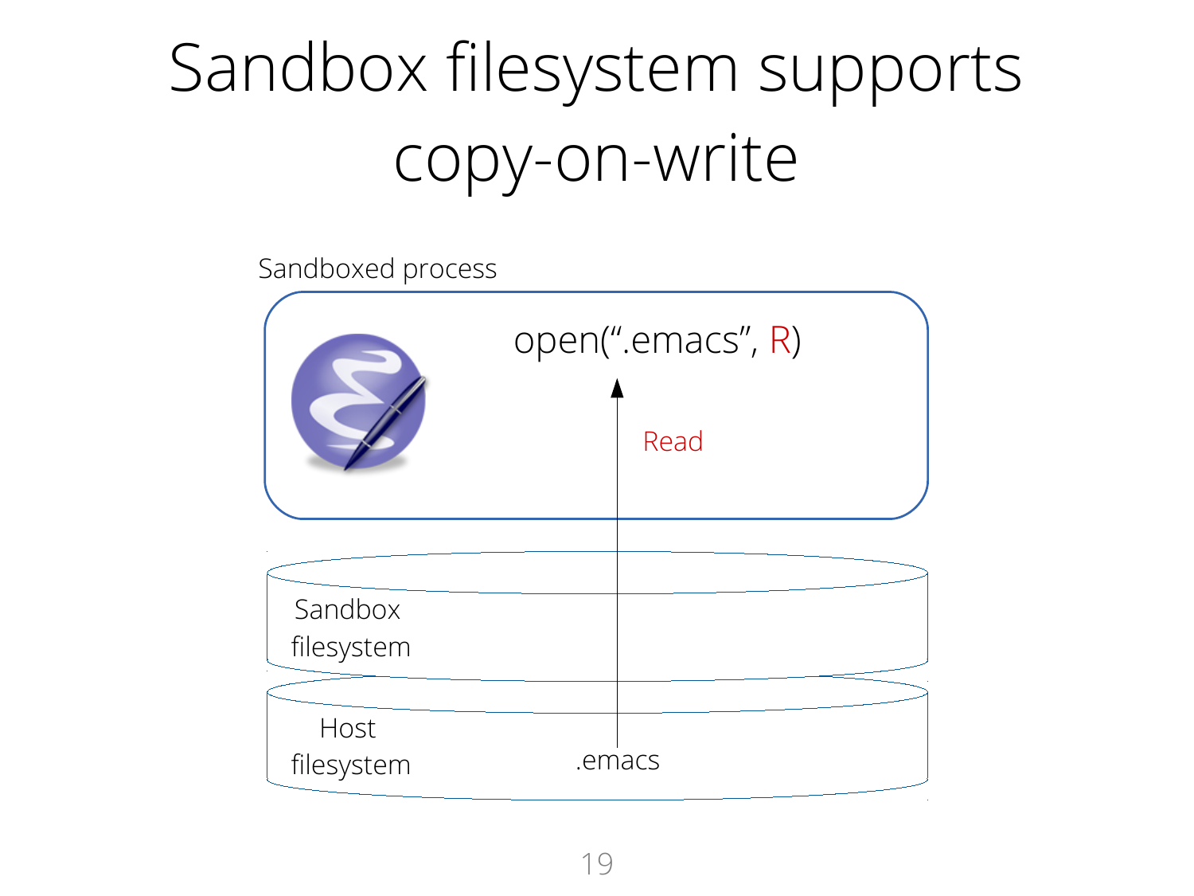# Sandbox filesystem supports copy-on-write

Sandboxed process

open(".emacs", R)

Read

Sandbox filesystem

Host filesystem

.emacs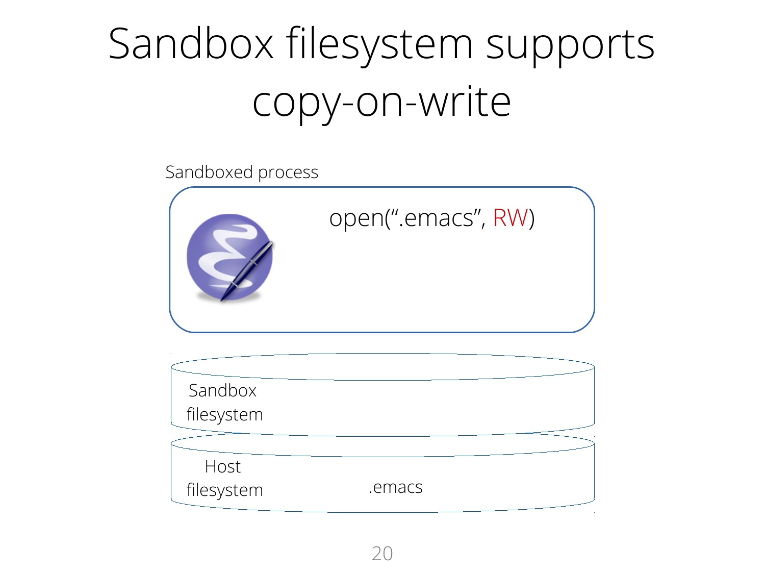# Sandbox filesystem supports copy-on-write

Sandboxed process

open(".emacs", RW)

Sandbox filesystem

Host filesystem

.emacs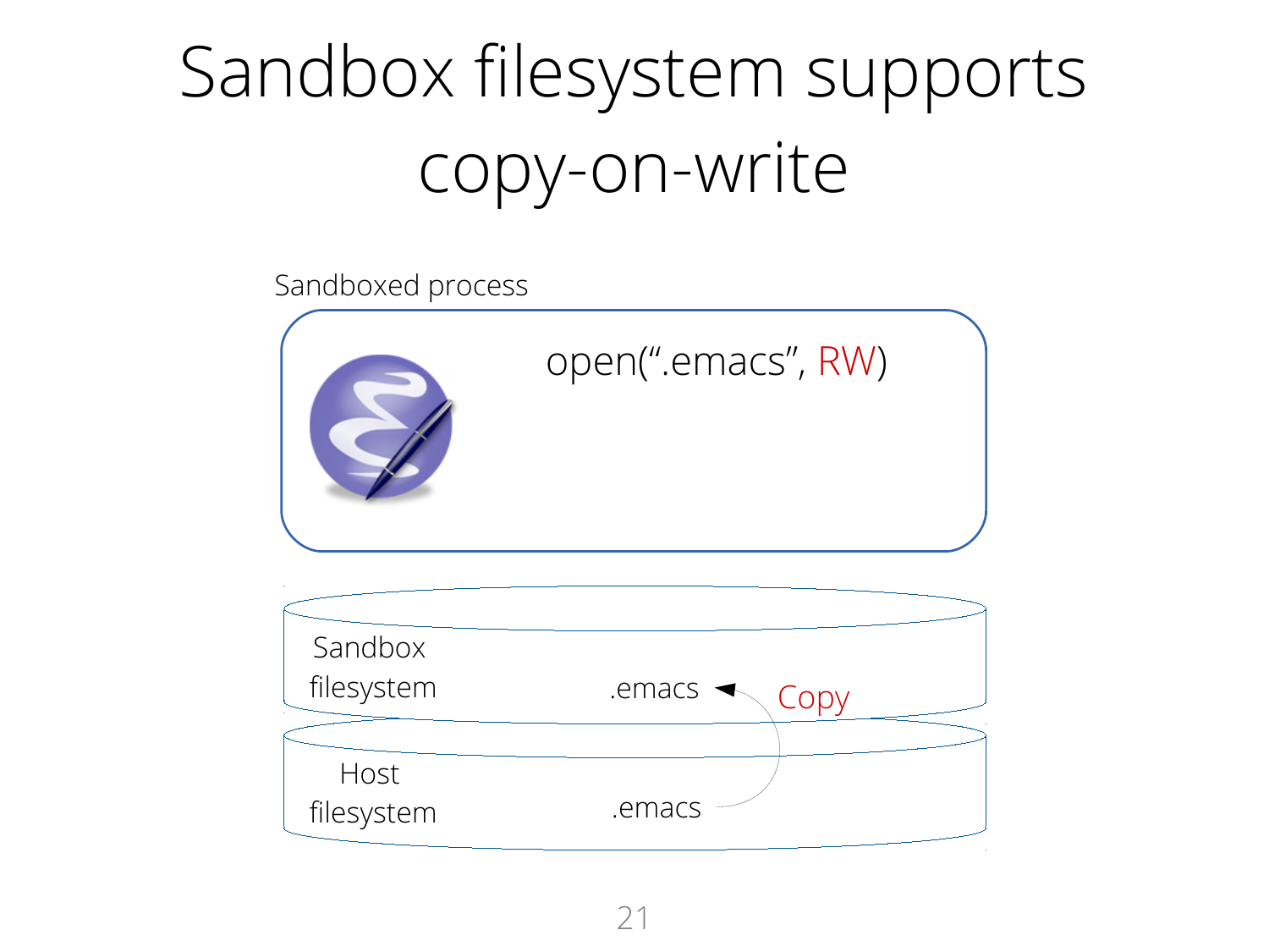# Sandbox filesystem supports copy-on-write

Sandboxed process

open(".emacs", RW)

Sandbox filesystem .emacs

Copy

Host filesystem .emacs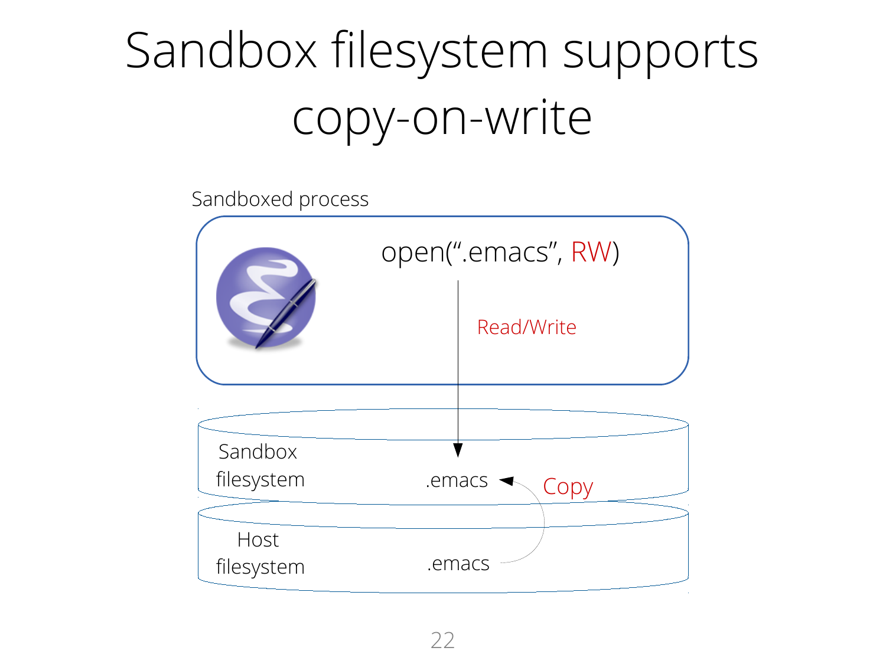# Sandbox filesystem supports copy-on-write

Sandboxed process

open(".emacs", RW)

Read/Write

Sandbox filesystem

.emacs

Copy

Host filesystem

.emacs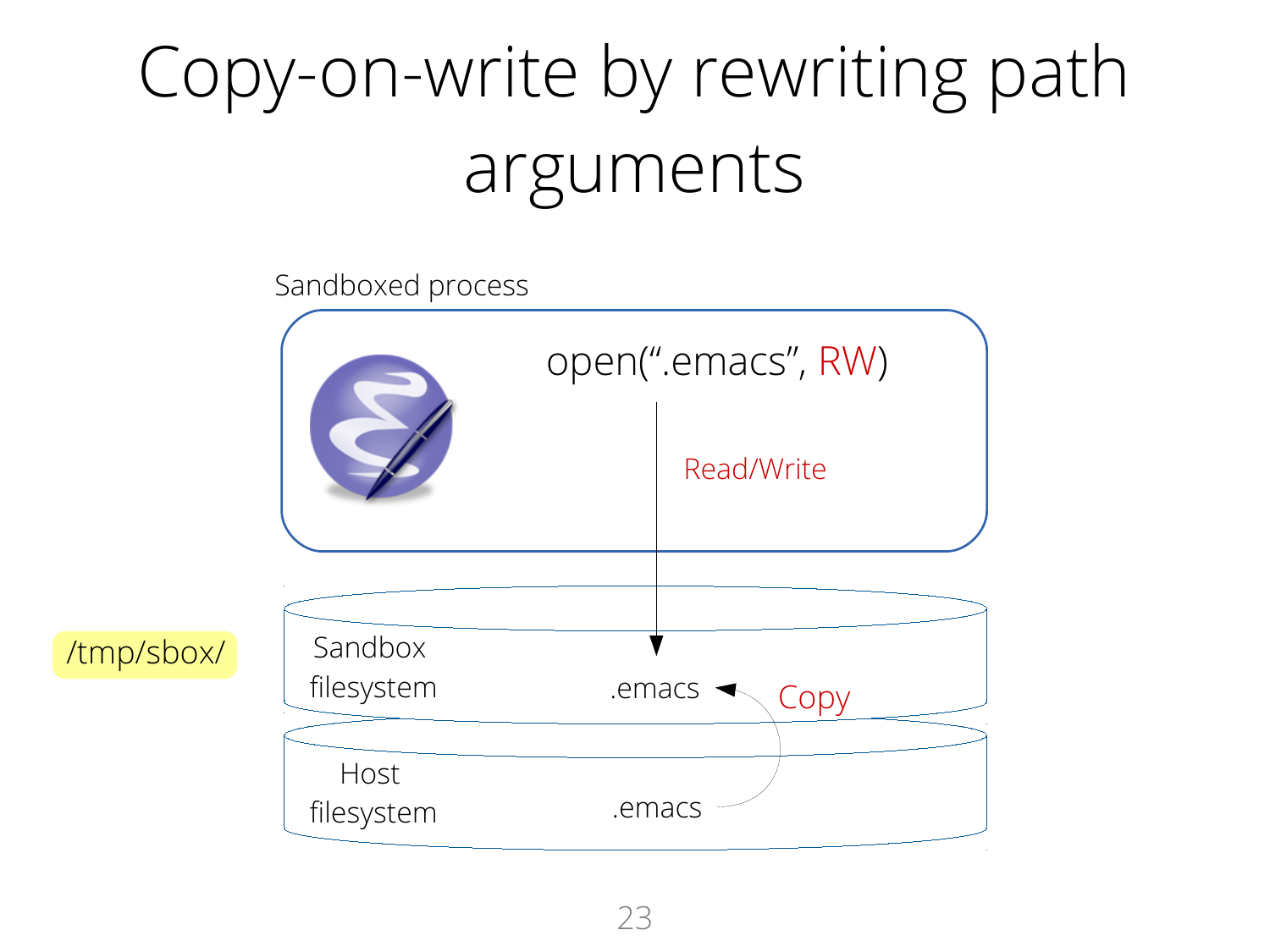# Copy-on-write by rewriting path arguments

Sandboxed process

open(".emacs", RW)

Read/Write

/tmp/sbox/

Sandbox filesystem

.emacs

Copy

Host filesystem

.emacs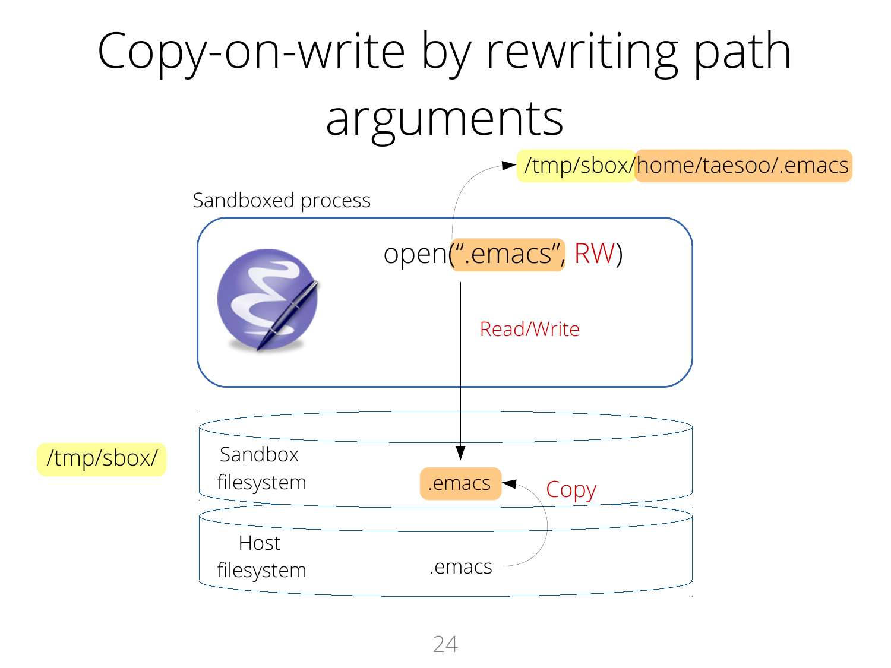# Copy-on-write by rewriting path arguments

/tmp/sbox/home/taesoo/.emacs

Sandboxed process

open(".emacs", RW)

Read/Write

/tmp/sbox/

Sandbox filesystem

.emacs

Copy

Host filesystem

.emacs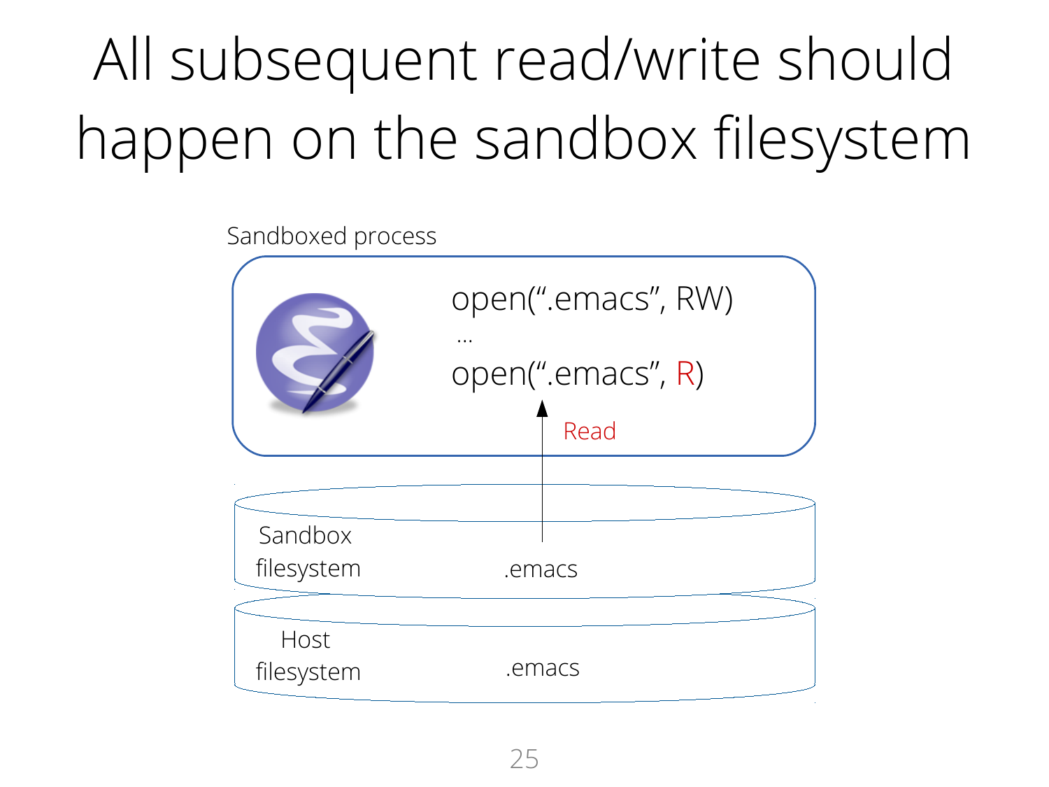# All subsequent read/write should happen on the sandbox filesystem

Sandboxed process

open(“.emacs”, RW)

...

open(“.emacs”, R)

Read

Sandbox filesystem .emacs

Host filesystem .emacs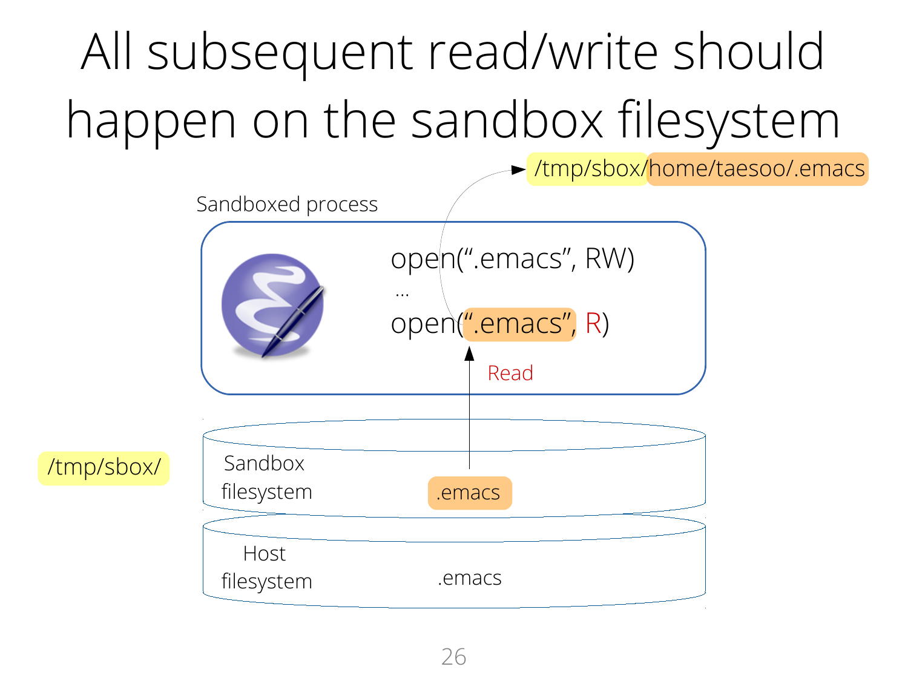# All subsequent read/write should happen on the sandbox filesystem

/tmp/sbox/home/taesoo/.emacs

Sandboxed process

```
open(".emacs", RW)
...
open(".emacs", R)
```

Read

/tmp/sbox/

Sandbox filesystem — .emacs

Host filesystem — .emacs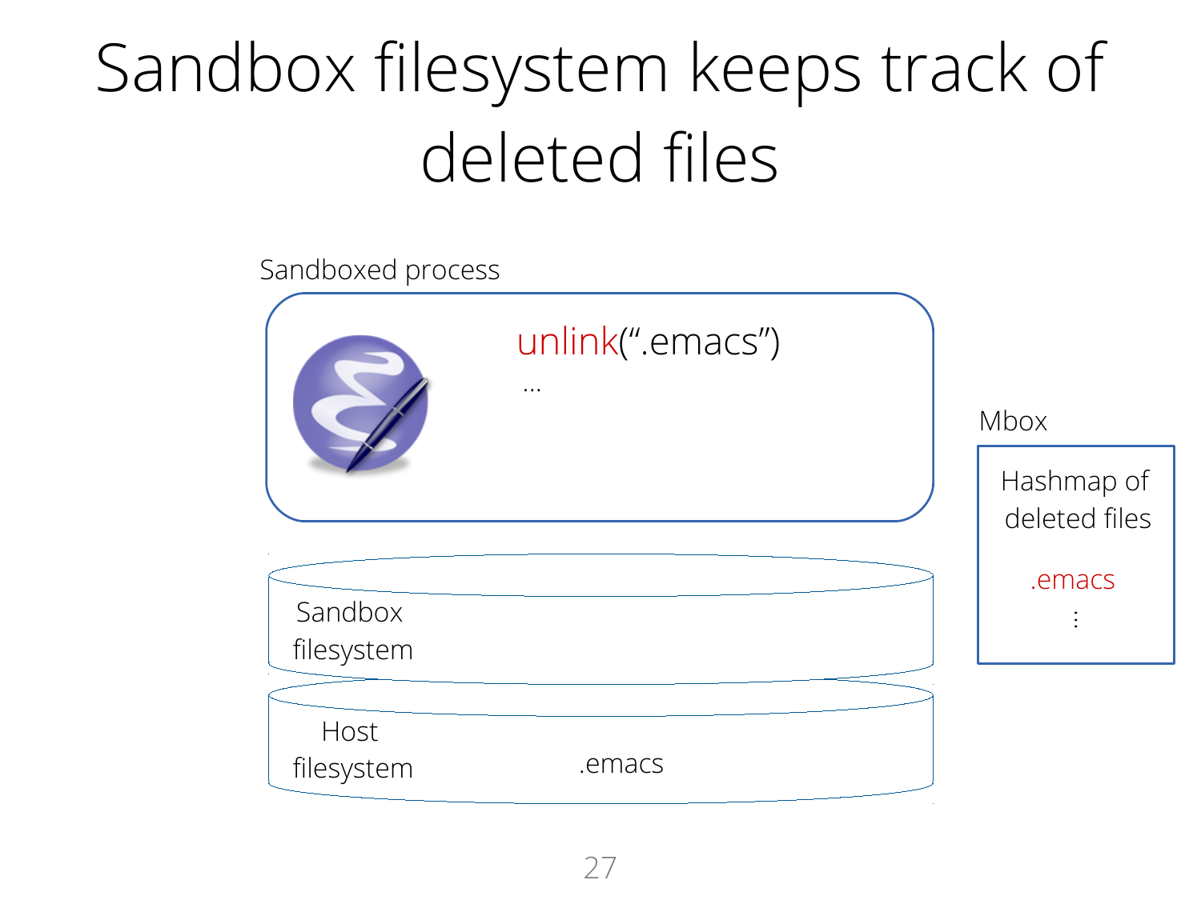# Sandbox filesystem keeps track of deleted files

Sandboxed process

unlink(“.emacs”)

…

Mbox

Hashmap of deleted files

.emacs

⋮

Sandbox filesystem

Host filesystem

.emacs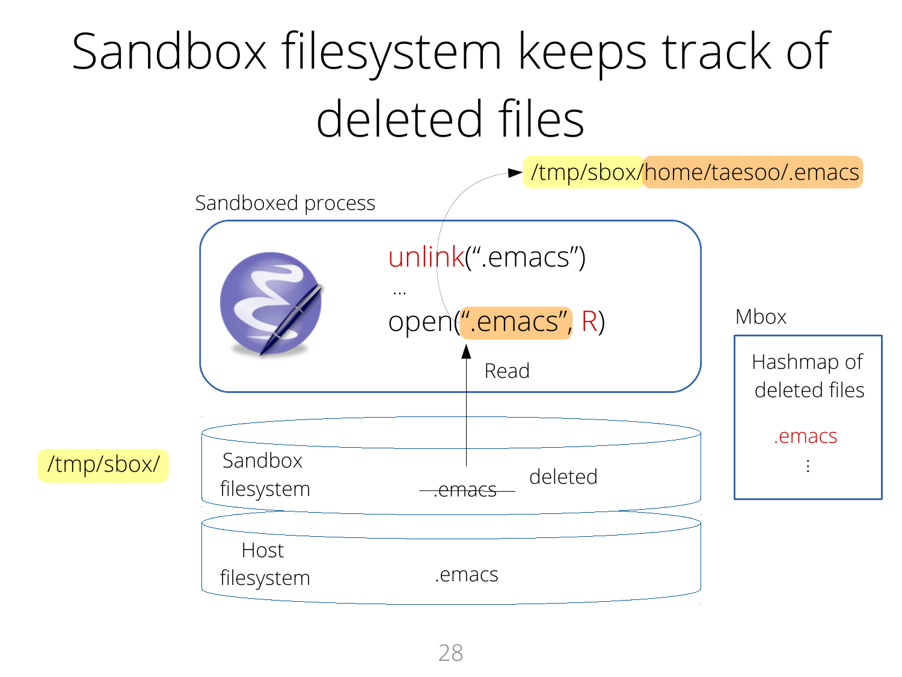# Sandbox filesystem keeps track of deleted files

/tmp/sbox/home/taesoo/.emacs

Sandboxed process

```
unlink(".emacs")
...
open(".emacs", R)
```

Read

Mbox

Hashmap of deleted files

.emacs

⋮

/tmp/sbox/

Sandbox filesystem

~~.emacs~~ deleted

Host filesystem

.emacs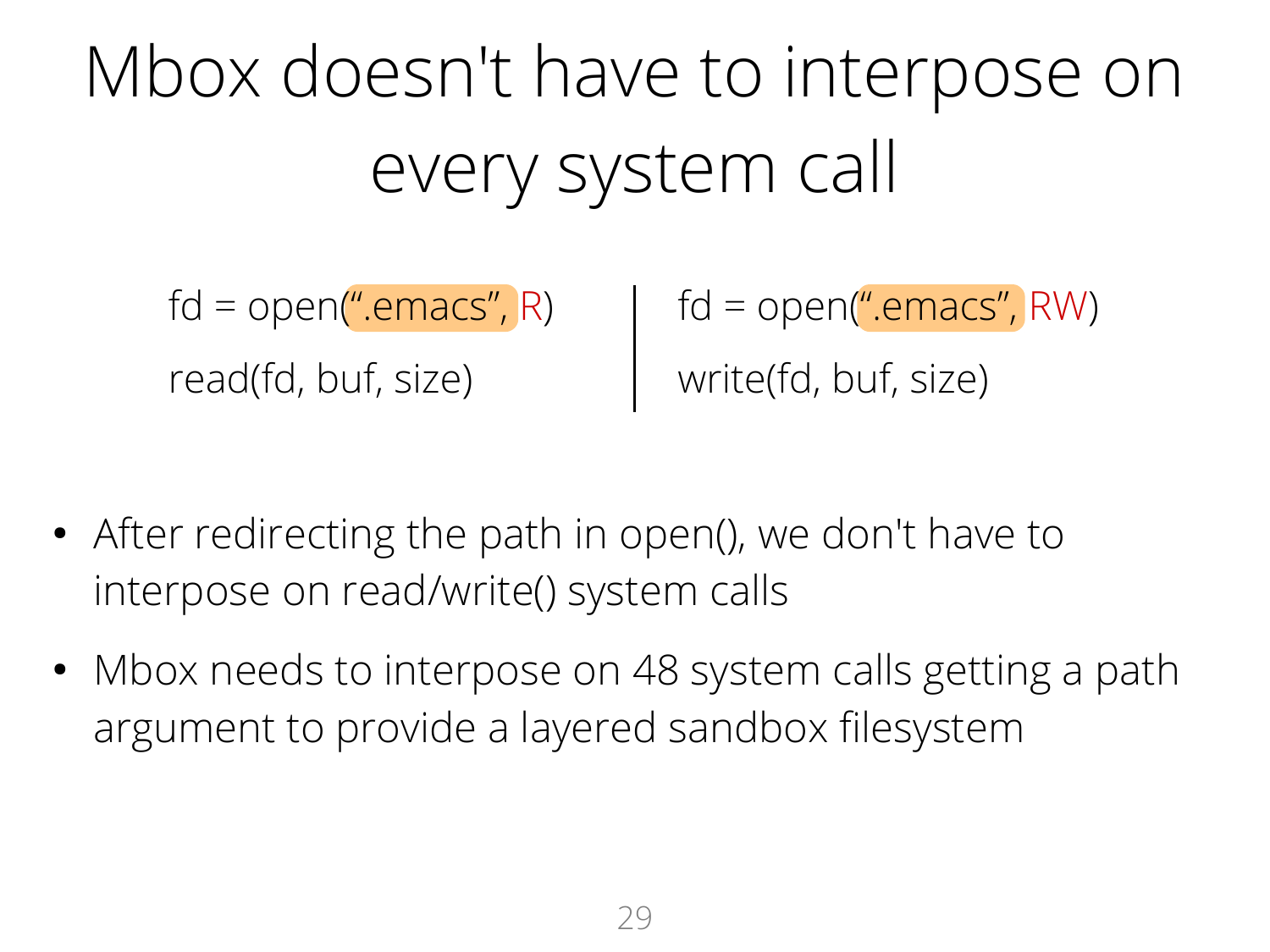# Mbox doesn't have to interpose on every system call

```
fd = open(".emacs", R)
read(fd, buf, size)
```

```
fd = open(".emacs", RW)
write(fd, buf, size)
```

- After redirecting the path in open(), we don't have to interpose on read/write() system calls
- Mbox needs to interpose on 48 system calls getting a path argument to provide a layered sandbox filesystem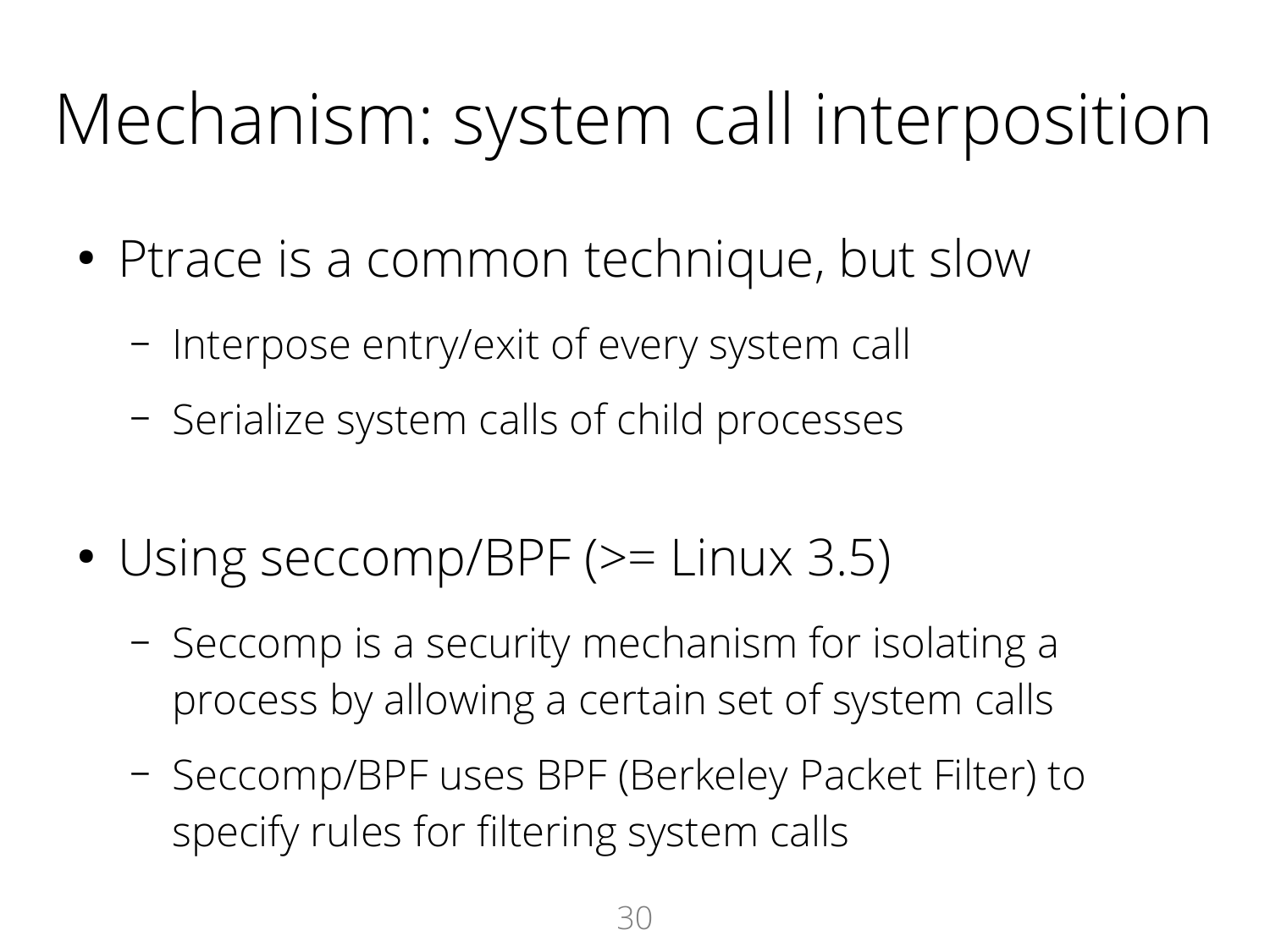# Mechanism: system call interposition

- Ptrace is a common technique, but slow
  - Interpose entry/exit of every system call
  - Serialize system calls of child processes
- Using seccomp/BPF (>= Linux 3.5)
  - Seccomp is a security mechanism for isolating a process by allowing a certain set of system calls
  - Seccomp/BPF uses BPF (Berkeley Packet Filter) to specify rules for filtering system calls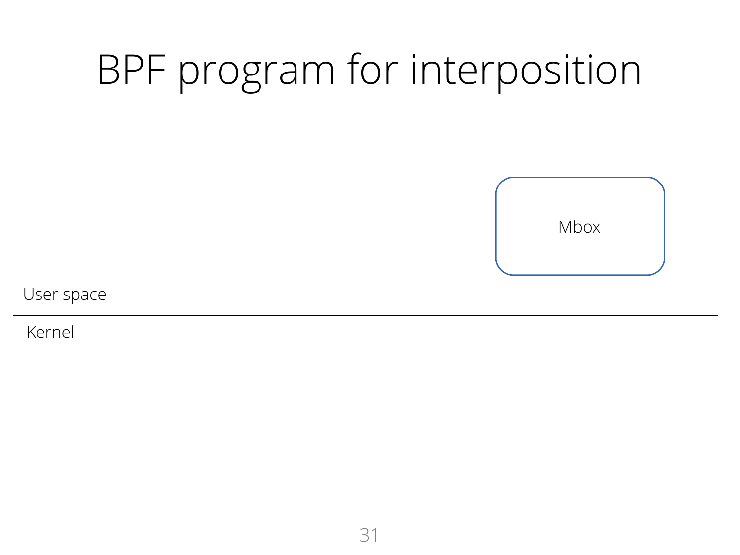# BPF program for interposition

Mbox

User space

Kernel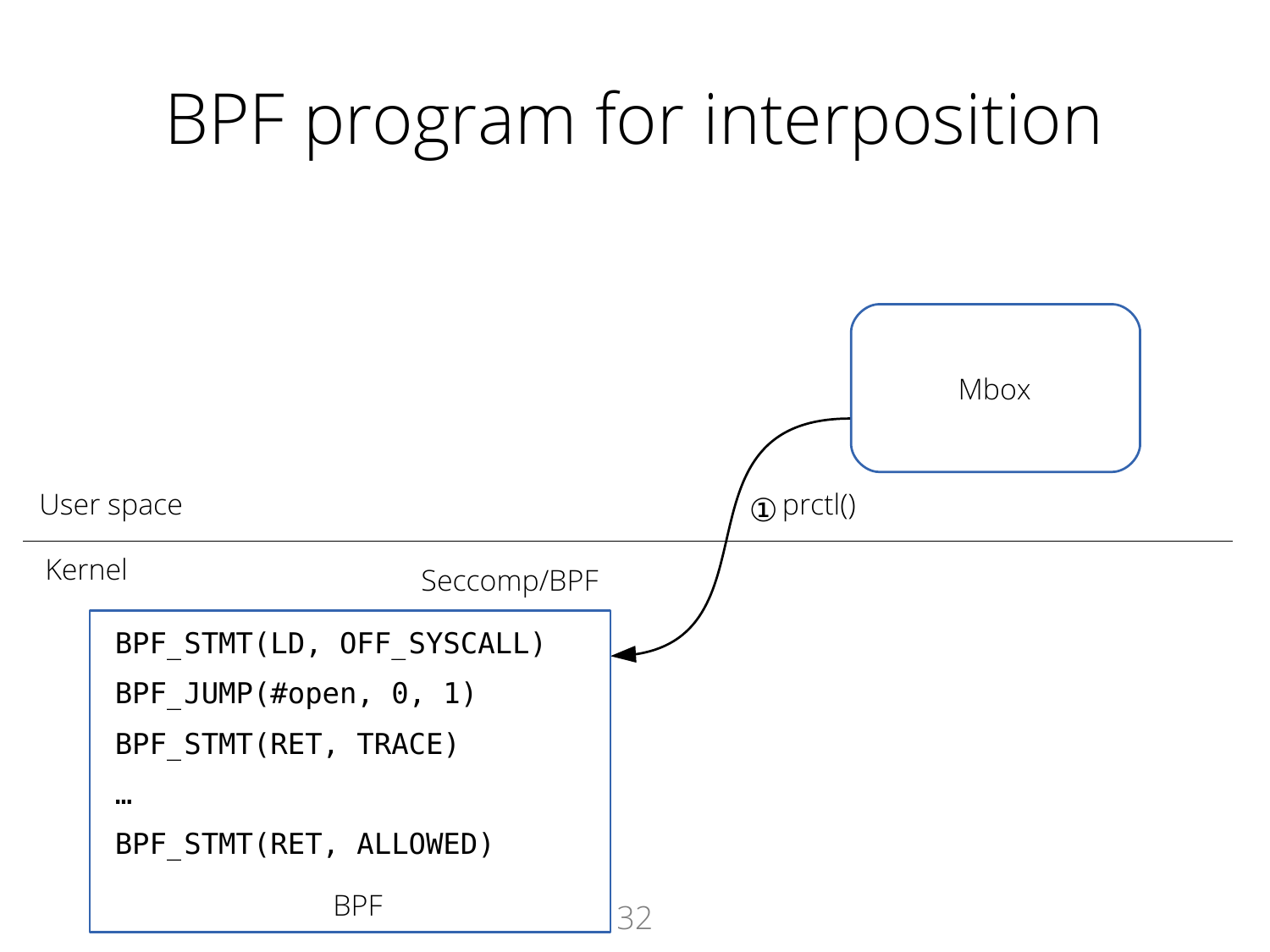# BPF program for interposition

Mbox

User space

① prctl()

Kernel

Seccomp/BPF

```
BPF_STMT(LD, OFF_SYSCALL)
BPF_JUMP(#open, 0, 1)
BPF_STMT(RET, TRACE)
…
BPF_STMT(RET, ALLOWED)
```

BPF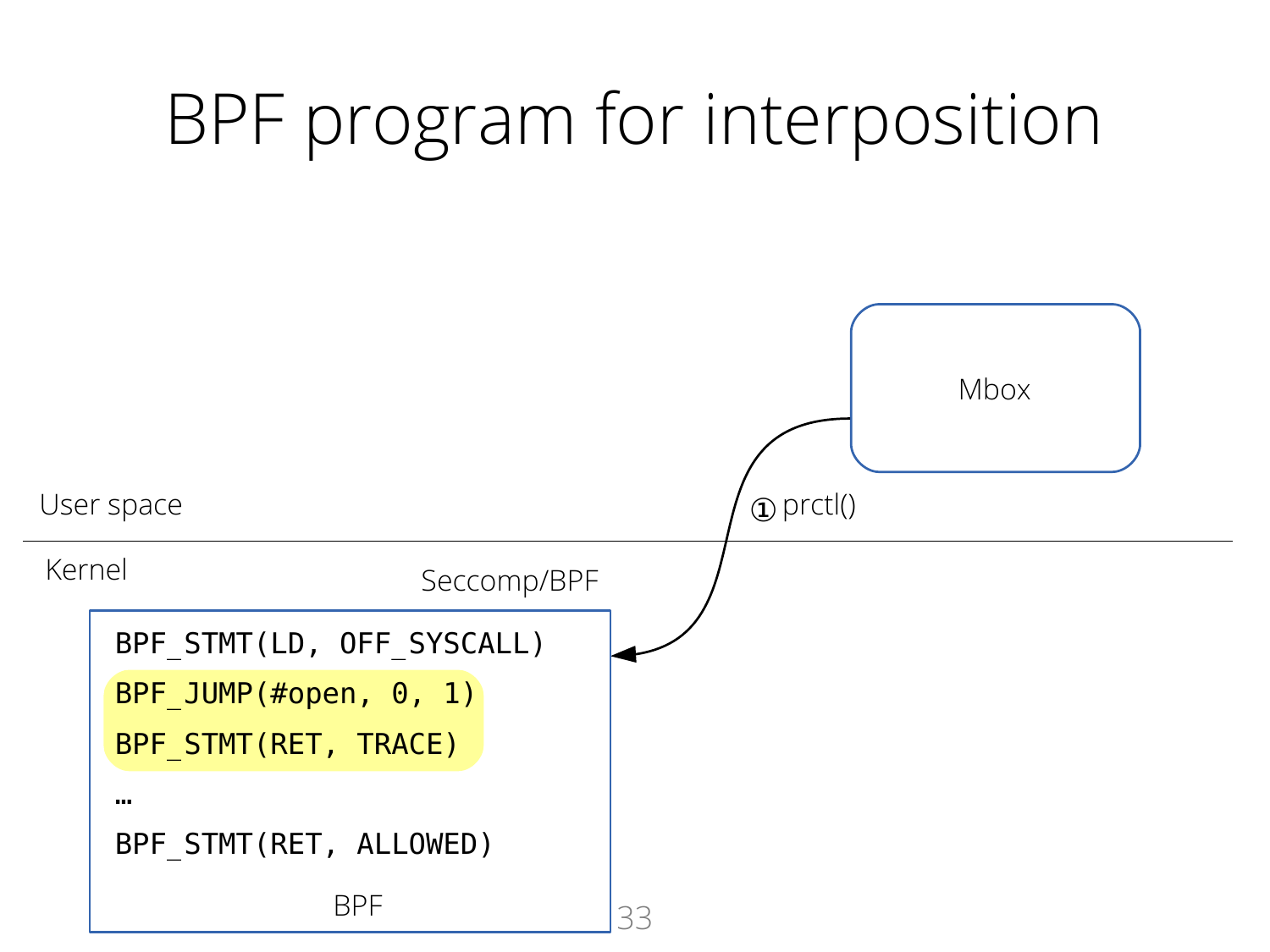# BPF program for interposition

Mbox

User space

① prctl()

Kernel

Seccomp/BPF

```
BPF_STMT(LD, OFF_SYSCALL)
BPF_JUMP(#open, 0, 1)
BPF_STMT(RET, TRACE)
…
BPF_STMT(RET, ALLOWED)
```

BPF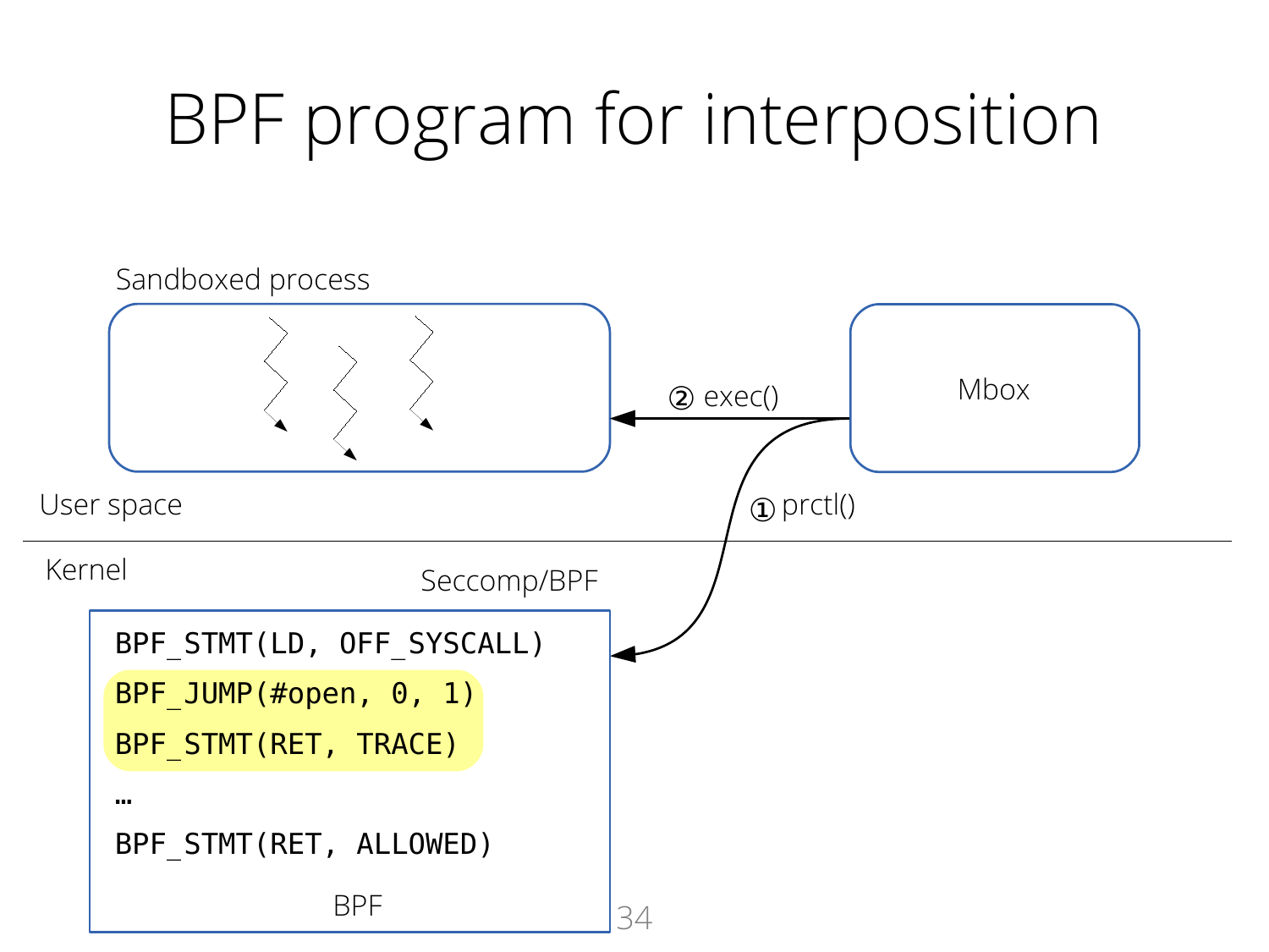# BPF program for interposition

Sandboxed process

Mbox

② exec()

① prctl()

User space

Kernel

Seccomp/BPF

```
BPF_STMT(LD, OFF_SYSCALL)
BPF_JUMP(#open, 0, 1)
BPF_STMT(RET, TRACE)
…
BPF_STMT(RET, ALLOWED)
```

BPF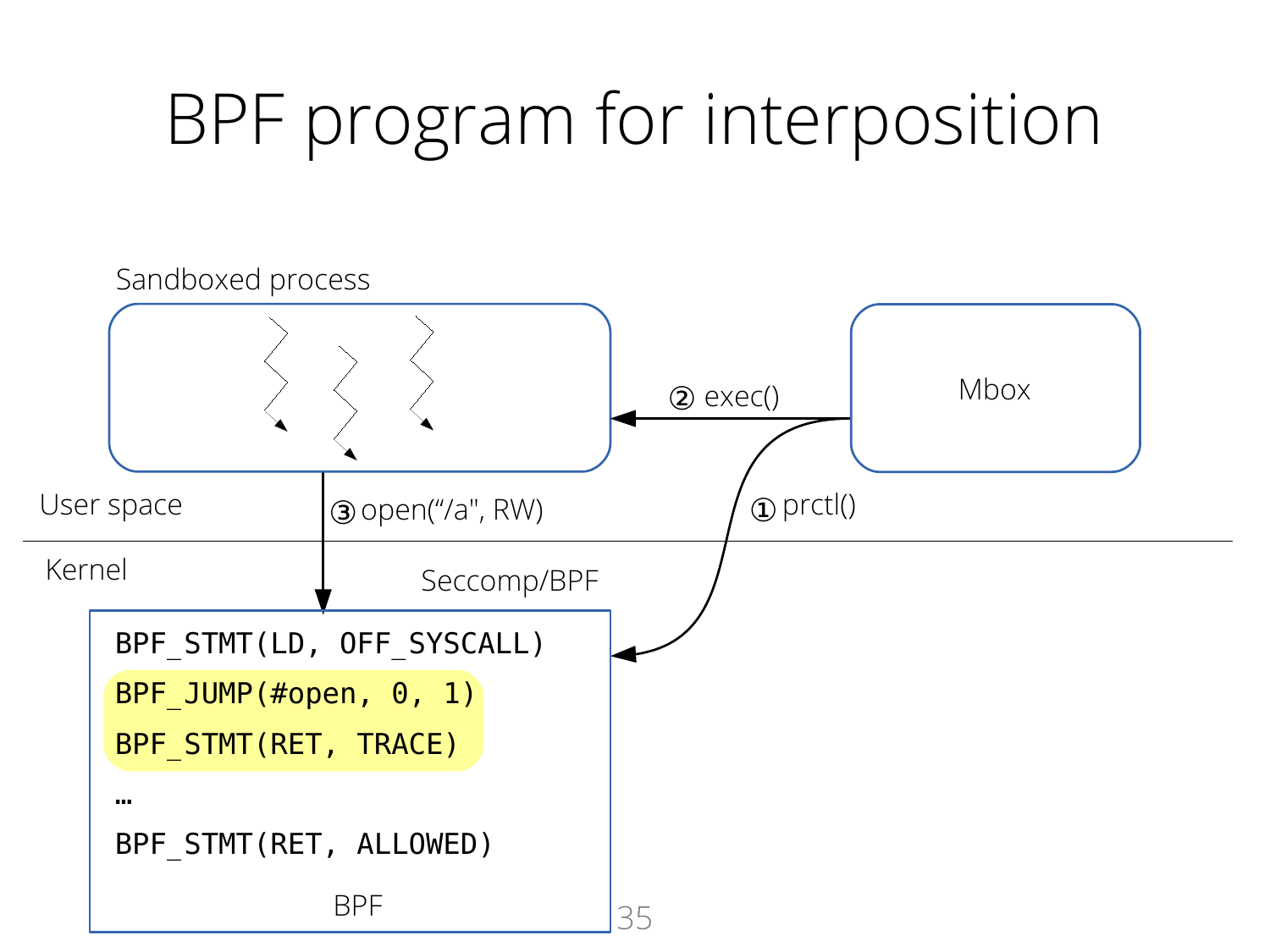# BPF program for interposition

Sandboxed process

Mbox

② exec()

① prctl()

③ open("/a", RW)

User space

Kernel

Seccomp/BPF

```
BPF_STMT(LD, OFF_SYSCALL)
BPF_JUMP(#open, 0, 1)
BPF_STMT(RET, TRACE)
…
BPF_STMT(RET, ALLOWED)
```

BPF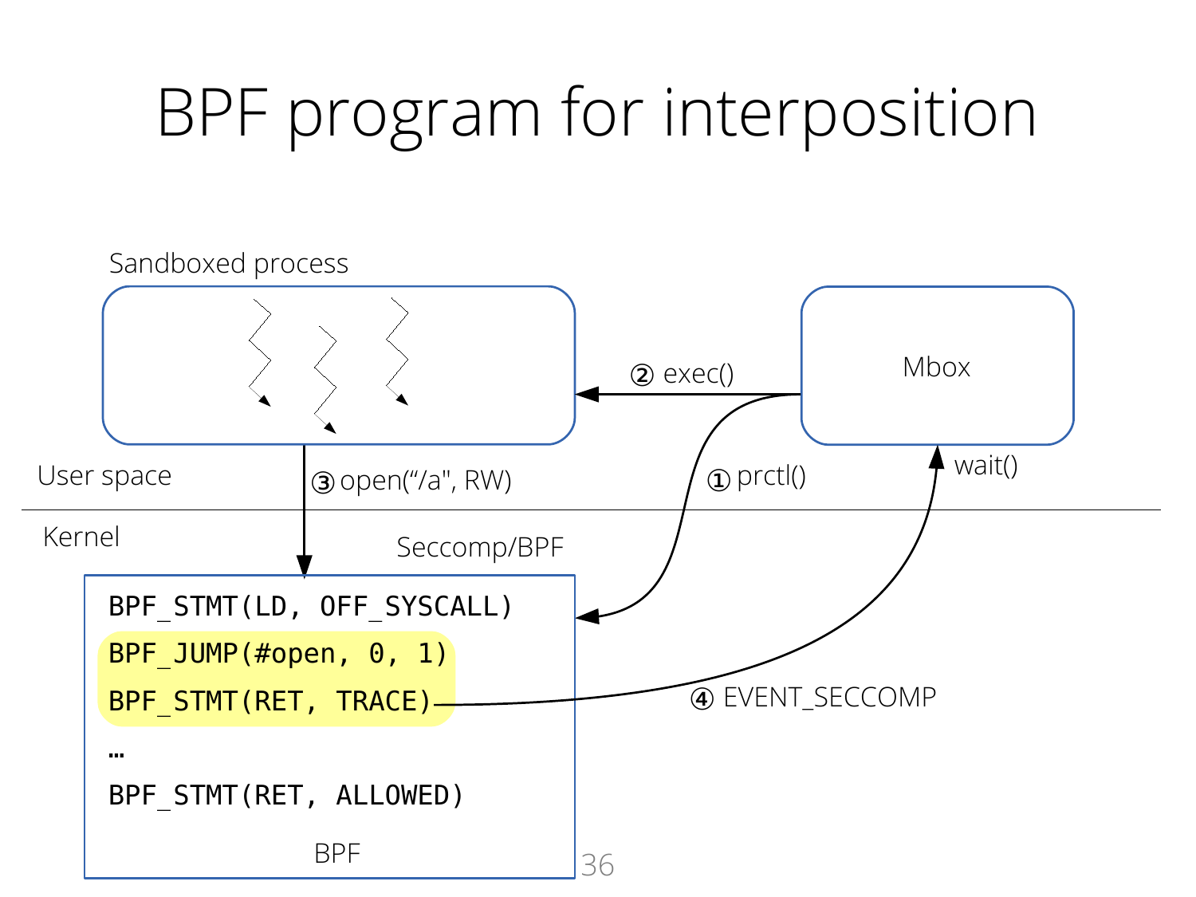# BPF program for interposition

Sandboxed process

Mbox

② exec()

① prctl()

wait()

User space

Kernel

③ open("/a", RW)

Seccomp/BPF

```
BPF_STMT(LD, OFF_SYSCALL)
BPF_JUMP(#open, 0, 1)
BPF_STMT(RET, TRACE)
…
BPF_STMT(RET, ALLOWED)
```

④ EVENT_SECCOMP

BPF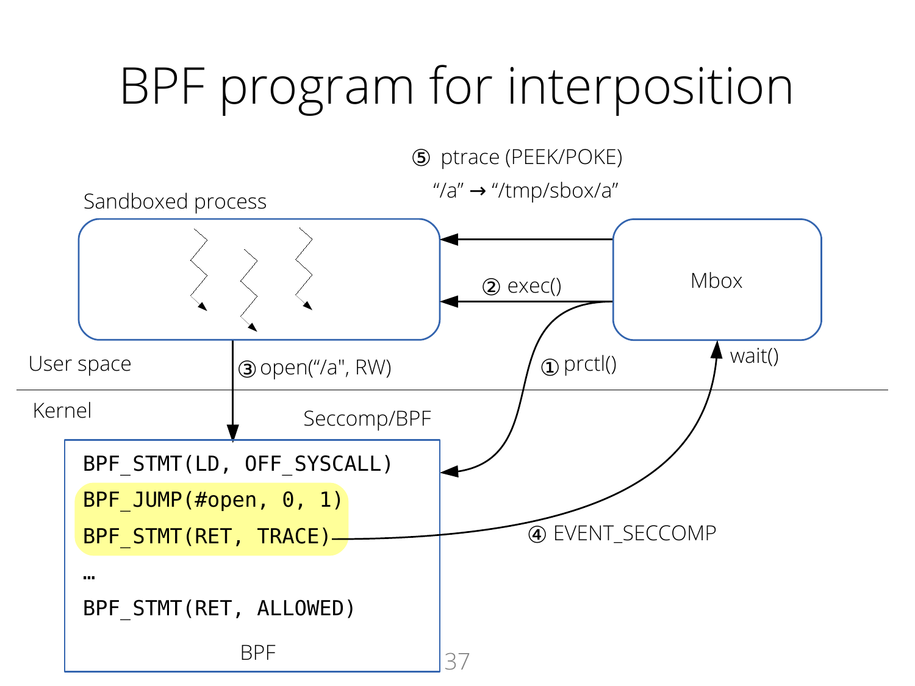# BPF program for interposition

⑤ ptrace (PEEK/POKE)

"/a" → "/tmp/sbox/a"

Sandboxed process

Mbox

② exec()

User space

③ open("/a", RW)

① prctl()

wait()

Kernel

Seccomp/BPF

```
BPF_STMT(LD, OFF_SYSCALL)
BPF_JUMP(#open, 0, 1)
BPF_STMT(RET, TRACE)
…
BPF_STMT(RET, ALLOWED)
```

④ EVENT_SECCOMP

BPF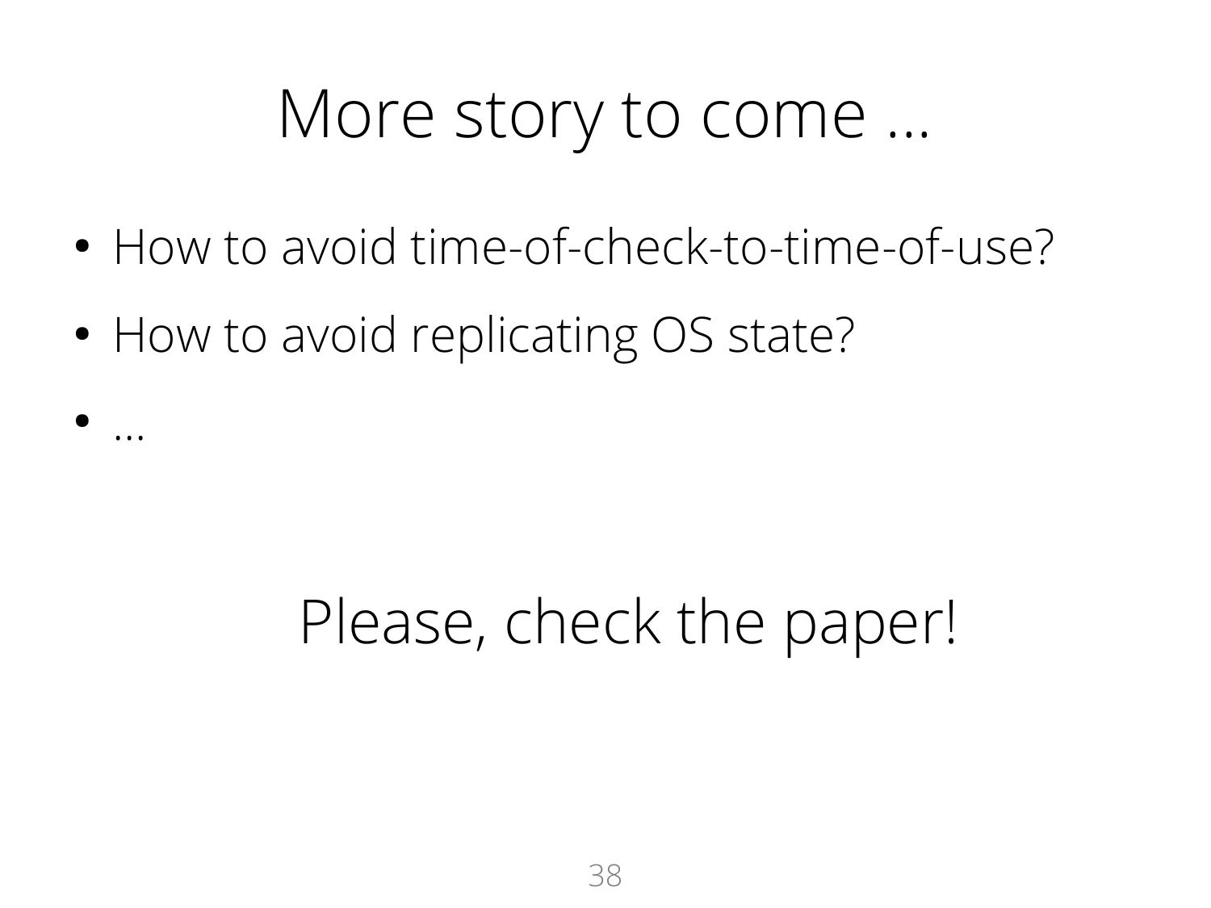# More story to come ...

- How to avoid time-of-check-to-time-of-use?
- How to avoid replicating OS state?
- ...

Please, check the paper!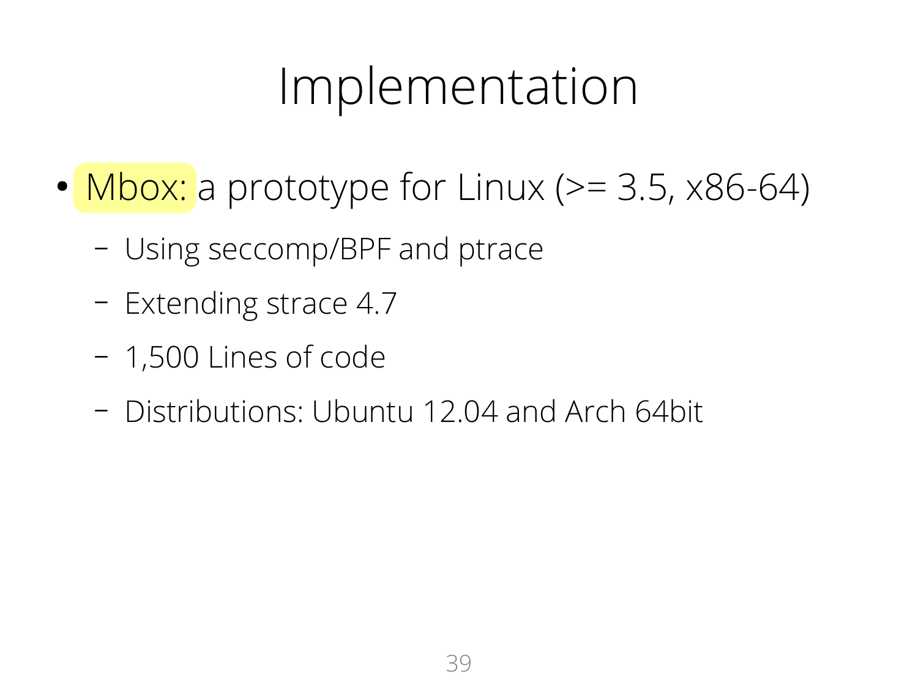# Implementation

- Mbox: a prototype for Linux (>= 3.5, x86-64)
  - Using seccomp/BPF and ptrace
  - Extending strace 4.7
  - 1,500 Lines of code
  - Distributions: Ubuntu 12.04 and Arch 64bit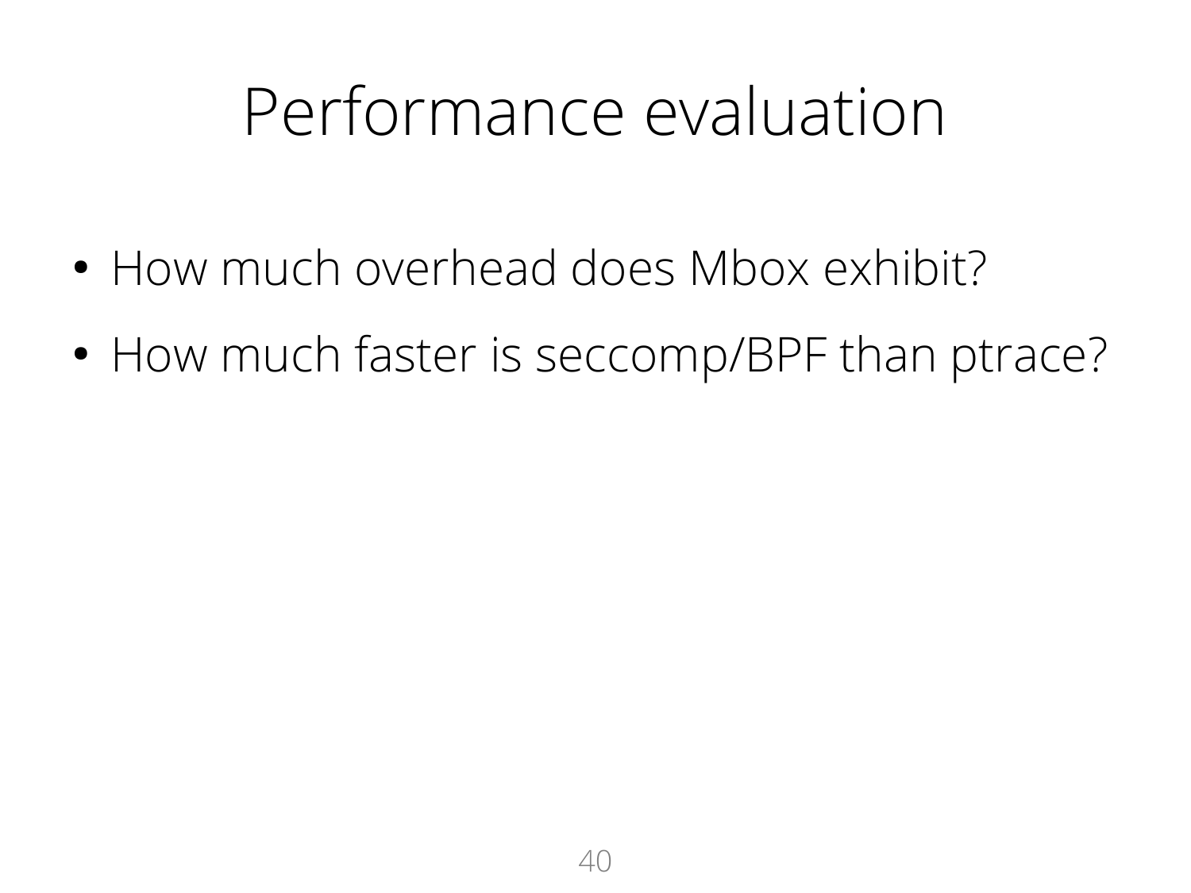# Performance evaluation

- How much overhead does Mbox exhibit?
- How much faster is seccomp/BPF than ptrace?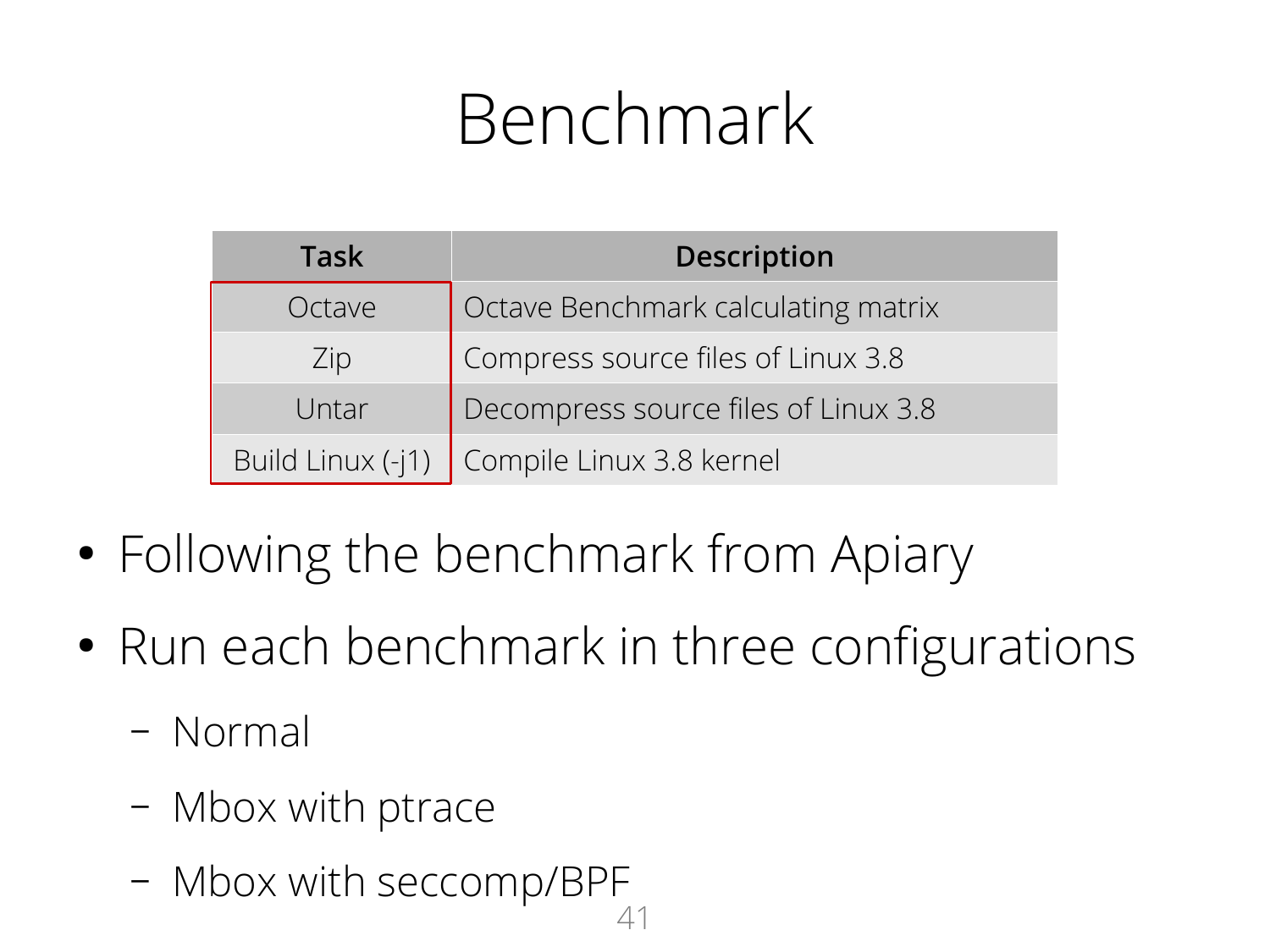# Benchmark

| Task | Description |
|---|---|
| Octave | Octave Benchmark calculating matrix |
| Zip | Compress source files of Linux 3.8 |
| Untar | Decompress source files of Linux 3.8 |
| Build Linux (-j1) | Compile Linux 3.8 kernel |

- Following the benchmark from Apiary
- Run each benchmark in three configurations
  - Normal
  - Mbox with ptrace
  - Mbox with seccomp/BPF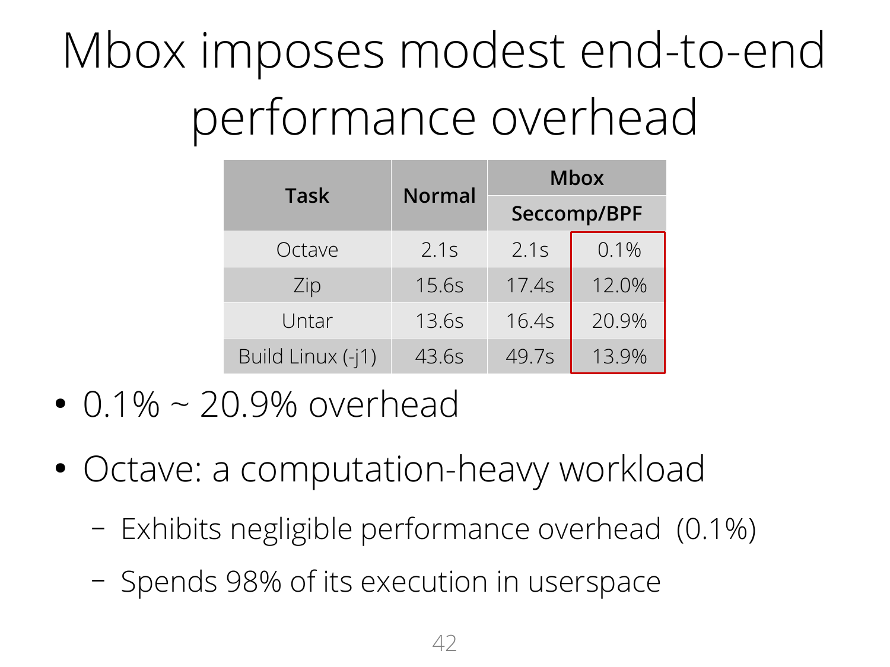# Mbox imposes modest end-to-end performance overhead

| Task | Normal | Mbox | |
|---|---|---|---|
| | | Seccomp/BPF | |
| Octave | 2.1s | 2.1s | 0.1% |
| Zip | 15.6s | 17.4s | 12.0% |
| Untar | 13.6s | 16.4s | 20.9% |
| Build Linux (-j1) | 43.6s | 49.7s | 13.9% |

- 0.1% ~ 20.9% overhead
- Octave: a computation-heavy workload
  - Exhibits negligible performance overhead (0.1%)
  - Spends 98% of its execution in userspace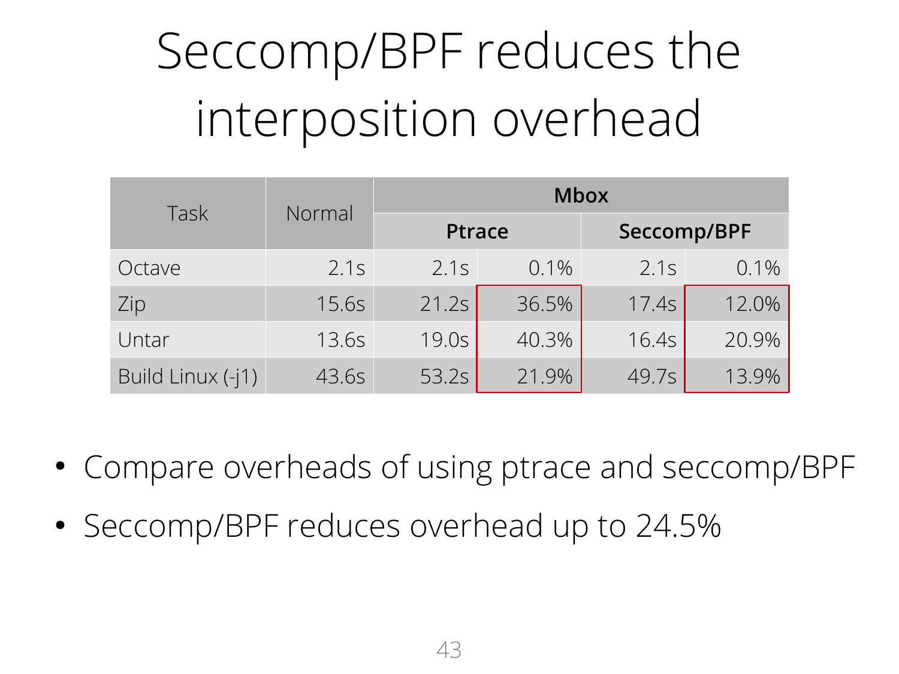# Seccomp/BPF reduces the interposition overhead

| Task | Normal | Mbox | | | |
|---|---|---|---|---|---|
| | | **Ptrace** | | **Seccomp/BPF** | |
| Octave | 2.1s | 2.1s | 0.1% | 2.1s | 0.1% |
| Zip | 15.6s | 21.2s | 36.5% | 17.4s | 12.0% |
| Untar | 13.6s | 19.0s | 40.3% | 16.4s | 20.9% |
| Build Linux (-j1) | 43.6s | 53.2s | 21.9% | 49.7s | 13.9% |

- Compare overheads of using ptrace and seccomp/BPF
- Seccomp/BPF reduces overhead up to 24.5%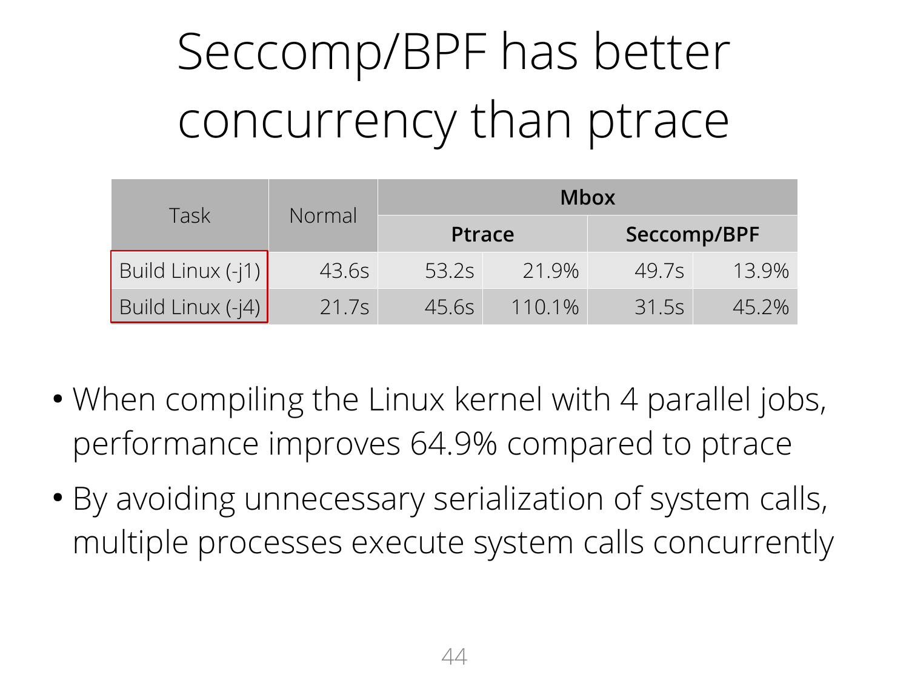# Seccomp/BPF has better concurrency than ptrace

| Task | Normal | Mbox | | | |
|---|---|---|---|---|---|
| | | Ptrace | | Seccomp/BPF | |
| Build Linux (-j1) | 43.6s | 53.2s | 21.9% | 49.7s | 13.9% |
| Build Linux (-j4) | 21.7s | 45.6s | 110.1% | 31.5s | 45.2% |

- When compiling the Linux kernel with 4 parallel jobs, performance improves 64.9% compared to ptrace
- By avoiding unnecessary serialization of system calls, multiple processes execute system calls concurrently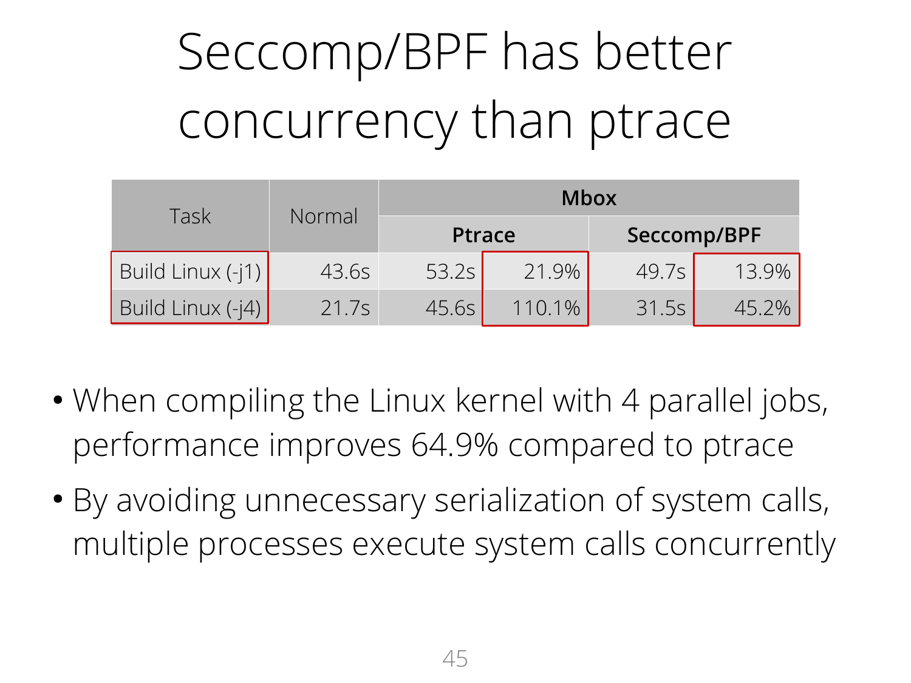# Seccomp/BPF has better concurrency than ptrace

| Task | Normal | Mbox | | | |
|---|---|---|---|---|---|
| | | Ptrace | | Seccomp/BPF | |
| Build Linux (-j1) | 43.6s | 53.2s | 21.9% | 49.7s | 13.9% |
| Build Linux (-j4) | 21.7s | 45.6s | 110.1% | 31.5s | 45.2% |

- When compiling the Linux kernel with 4 parallel jobs, performance improves 64.9% compared to ptrace
- By avoiding unnecessary serialization of system calls, multiple processes execute system calls concurrently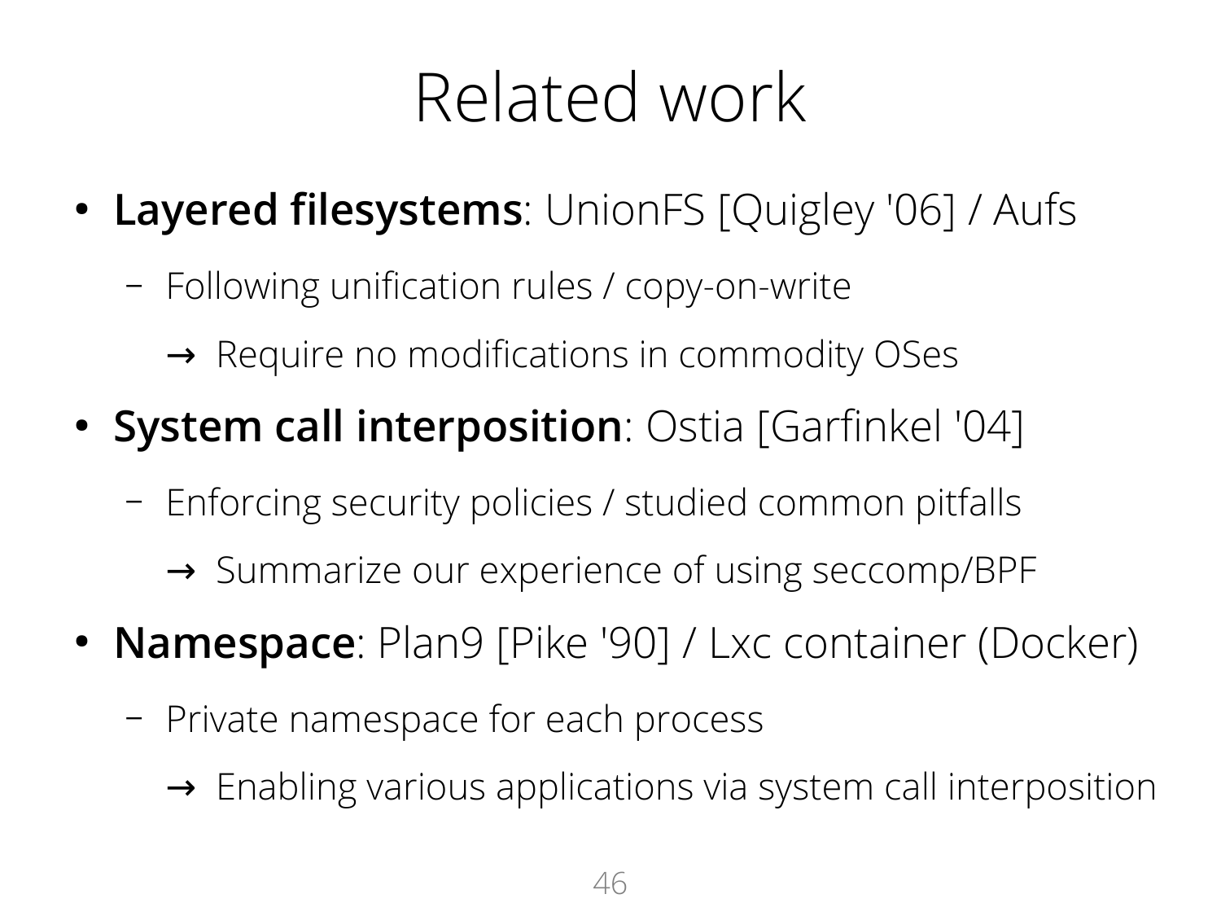# Related work

- **Layered filesystems**: UnionFS [Quigley '06] / Aufs
  - Following unification rules / copy-on-write
    - → Require no modifications in commodity OSes
- **System call interposition**: Ostia [Garfinkel '04]
  - Enforcing security policies / studied common pitfalls
    - → Summarize our experience of using seccomp/BPF
- **Namespace**: Plan9 [Pike '90] / Lxc container (Docker)
  - Private namespace for each process
    - → Enabling various applications via system call interposition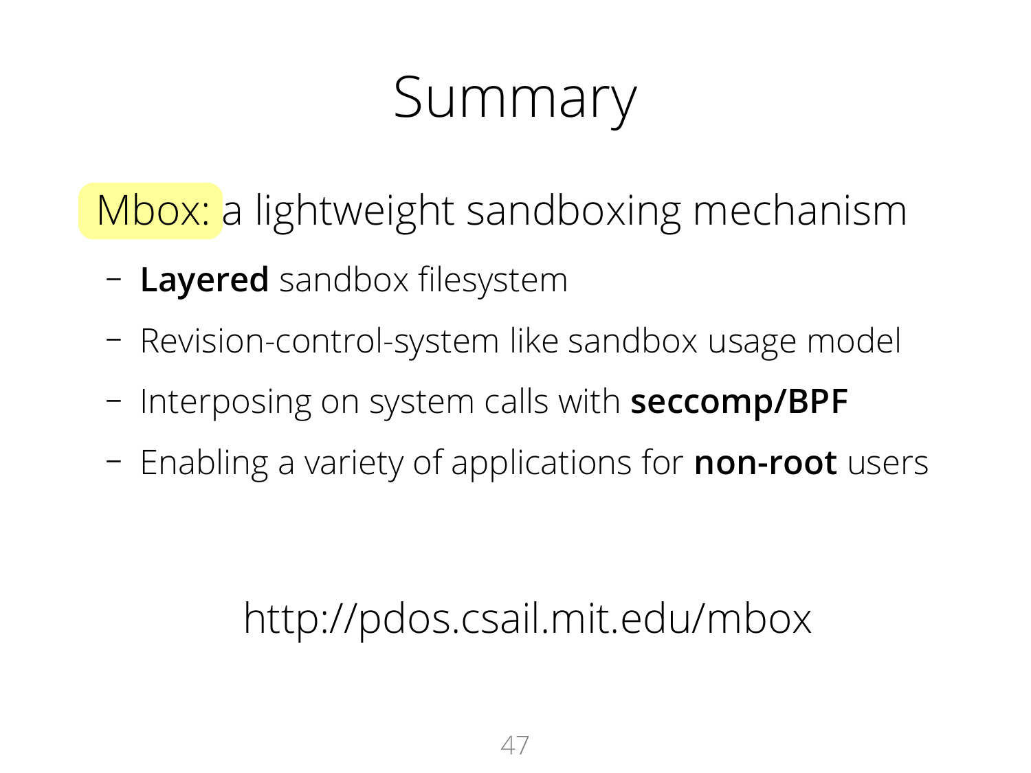# Summary

Mbox: a lightweight sandboxing mechanism

- **Layered** sandbox filesystem
- Revision-control-system like sandbox usage model
- Interposing on system calls with **seccomp/BPF**
- Enabling a variety of applications for **non-root** users

http://pdos.csail.mit.edu/mbox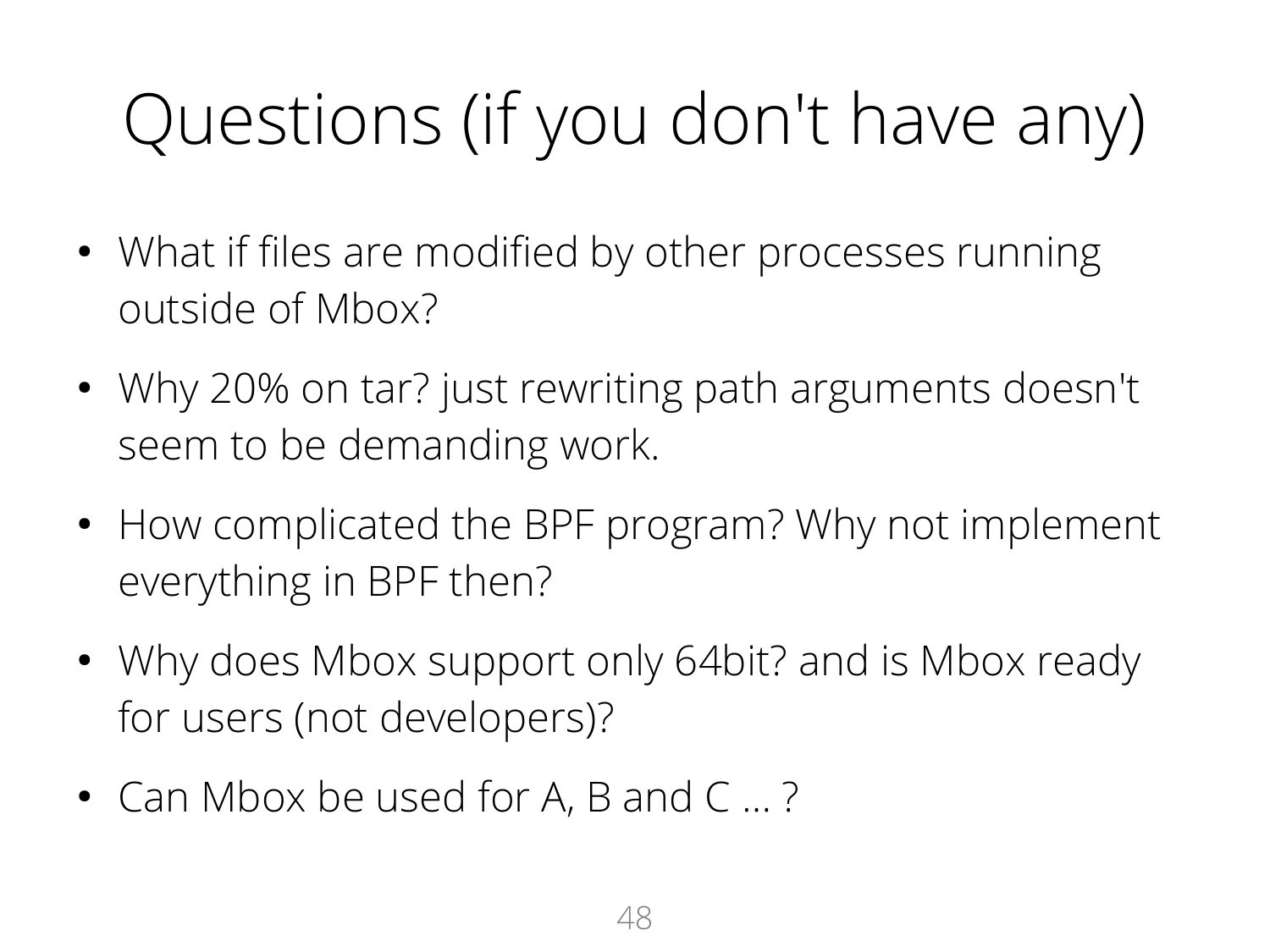# Questions (if you don't have any)

- What if files are modified by other processes running outside of Mbox?
- Why 20% on tar? just rewriting path arguments doesn't seem to be demanding work.
- How complicated the BPF program? Why not implement everything in BPF then?
- Why does Mbox support only 64bit? and is Mbox ready for users (not developers)?
- Can Mbox be used for A, B and C ... ?